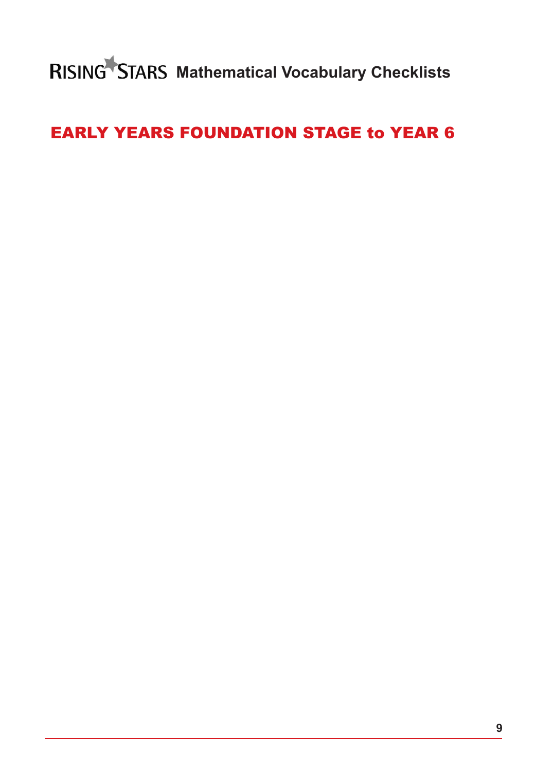RISING STARS **Mathematical Vocabulary Checklists**

# EARLY YEARS FOUNDATION STAGE to YEAR 6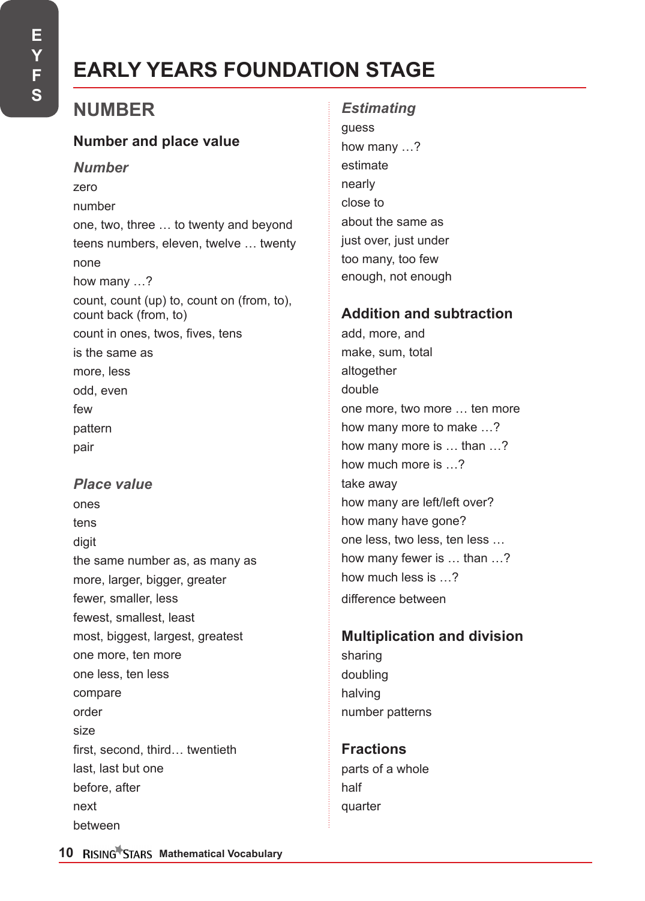# EARLY YEARS FOUNDATION STAGE

## NUMBER

### Number and place value

#### *Number*

zero

number

one, two, three … to twenty and beyond

teens numbers, eleven, twelve … twenty

none

how many …?

count, count (up) to, count on (from, to), count back (from, to)

count in ones, twos, fives, tens

is the same as

more, less

odd, even

few

pattern

pair

#### *Place value*

ones

tens

digit

the same number as, as many as

more, larger, bigger, greater

fewer, smaller, less

fewest, smallest, least

most, biggest, largest, greatest

one more, ten more

one less, ten less

compare

order

size

first, second, third… twentieth

last, last but one

before, after

next

between

#### *Estimating*

guess

how many …?

estimate

nearly

close to

about the same as

just over, just under

too many, too few

enough, not enough

### Addition and subtraction

add, more, and

make, sum, total

altogether

double

one more, two more … ten more

how many more to make …?

how many more is … than …?

how much more is …?

take away

how many are left/left over?

how many have gone?

one less, two less, ten less …

how many fewer is … than …?

how much less is …?

difference between

### Multiplication and division

sharing

doubling

halving

number patterns

### Fractions

parts of a whole

half

quarter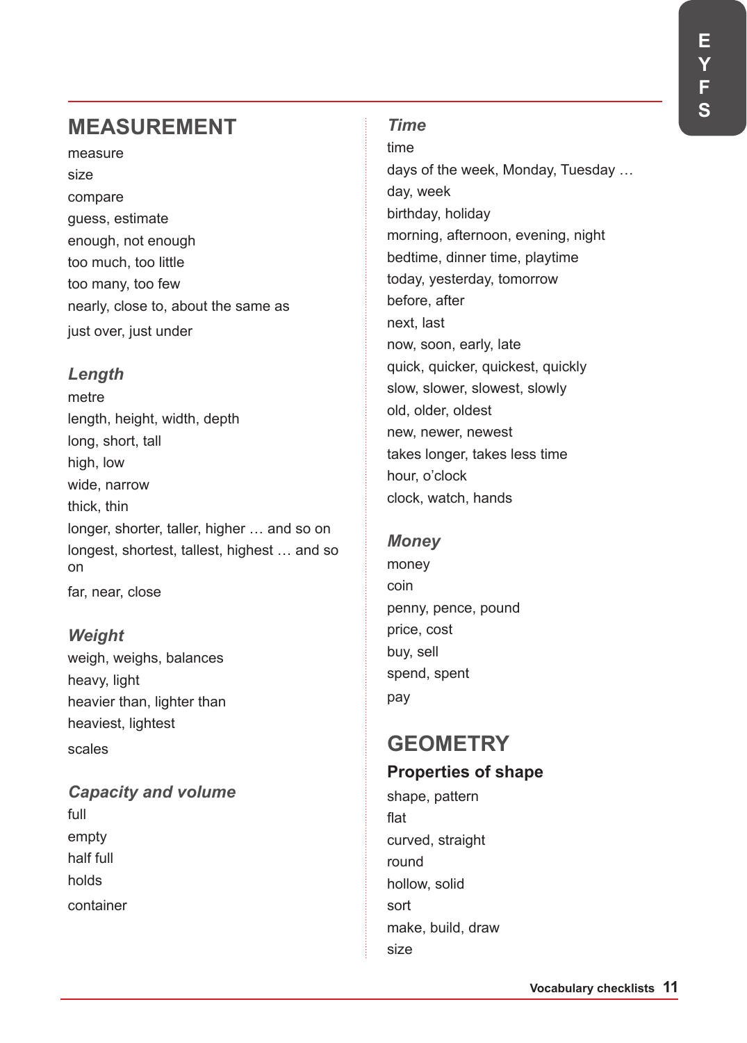## MEASUREMENT

measure
size
compare
guess, estimate
enough, not enough
too much, too little
too many, too few
nearly, close to, about the same as
just over, just under

### *Length*

metre
length, height, width, depth
long, short, tall
high, low
wide, narrow
thick, thin
longer, shorter, taller, higher … and so on
longest, shortest, tallest, highest … and so on
far, near, close

### *Weight*

weigh, weighs, balances
heavy, light
heavier than, lighter than
heaviest, lightest
scales

### *Capacity and volume*

full
empty
half full
holds
container

### *Time*

time
days of the week, Monday, Tuesday …
day, week
birthday, holiday
morning, afternoon, evening, night
bedtime, dinner time, playtime
today, yesterday, tomorrow
before, after
next, last
now, soon, early, late
quick, quicker, quickest, quickly
slow, slower, slowest, slowly
old, older, oldest
new, newer, newest
takes longer, takes less time
hour, o'clock
clock, watch, hands

### *Money*

money
coin
penny, pence, pound
price, cost
buy, sell
spend, spent
pay

## GEOMETRY

### Properties of shape

shape, pattern
flat
curved, straight
round
hollow, solid
sort
make, build, draw
size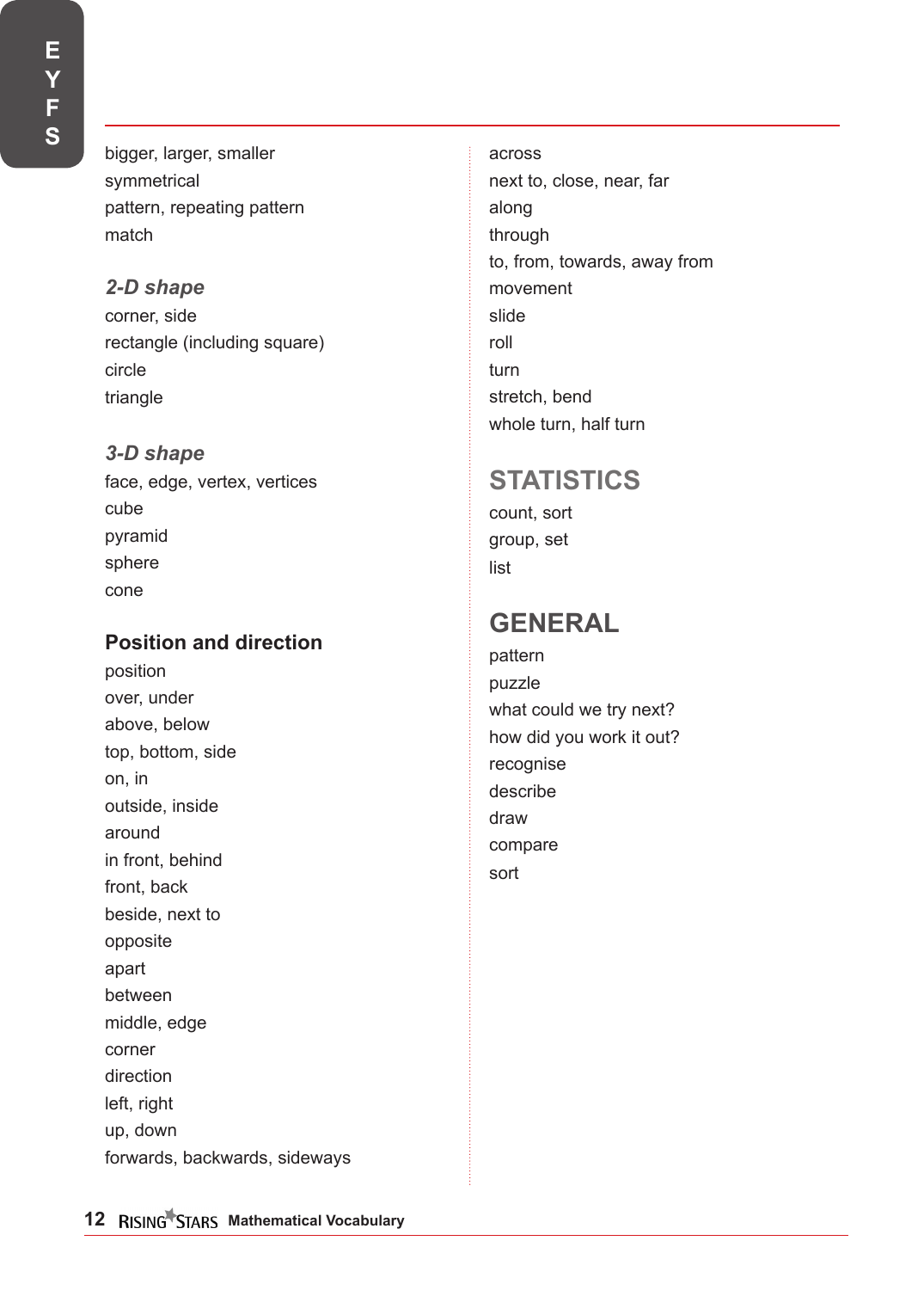bigger, larger, smaller
symmetrical
pattern, repeating pattern
match

### *2-D shape*

corner, side
rectangle (including square)
circle
triangle

### *3-D shape*

face, edge, vertex, vertices
cube
pyramid
sphere
cone

### Position and direction

position
over, under
above, below
top, bottom, side
on, in
outside, inside
around
in front, behind
front, back
beside, next to
opposite
apart
between
middle, edge
corner
direction
left, right
up, down
forwards, backwards, sideways
across
next to, close, near, far
along
through
to, from, towards, away from
movement
slide
roll
turn
stretch, bend
whole turn, half turn

## STATISTICS

count, sort
group, set
list

## GENERAL

pattern
puzzle
what could we try next?
how did you work it out?
recognise
describe
draw
compare
sort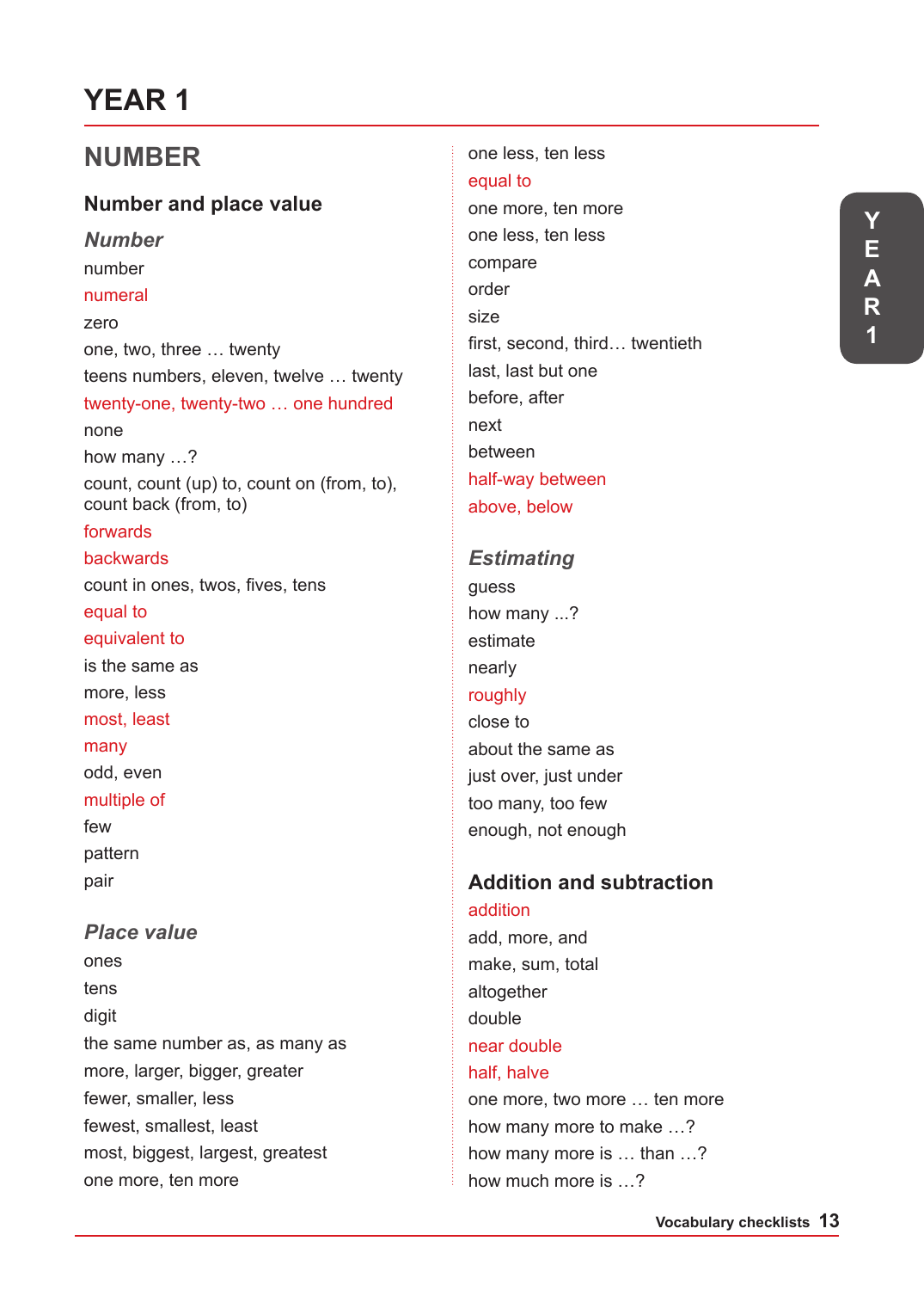# YEAR 1

## NUMBER

### Number and place value

#### *Number*

number
numeral
zero
one, two, three … twenty
teens numbers, eleven, twelve … twenty
twenty-one, twenty-two … one hundred
none
how many …?
count, count (up) to, count on (from, to), count back (from, to)
forwards
backwards
count in ones, twos, fives, tens
equal to
equivalent to
is the same as
more, less
most, least
many
odd, even
multiple of
few
pattern
pair

#### *Place value*

ones
tens
digit
the same number as, as many as
more, larger, bigger, greater
fewer, smaller, less
fewest, smallest, least
most, biggest, largest, greatest
one more, ten more
one less, ten less
equal to
one more, ten more
one less, ten less
compare
order
size
first, second, third… twentieth
last, last but one
before, after
next
between
half-way between
above, below

#### *Estimating*

guess
how many ...?
estimate
nearly
roughly
close to
about the same as
just over, just under
too many, too few
enough, not enough

### Addition and subtraction

addition
add, more, and
make, sum, total
altogether
double
near double
half, halve
one more, two more … ten more
how many more to make …?
how many more is … than …?
how much more is …?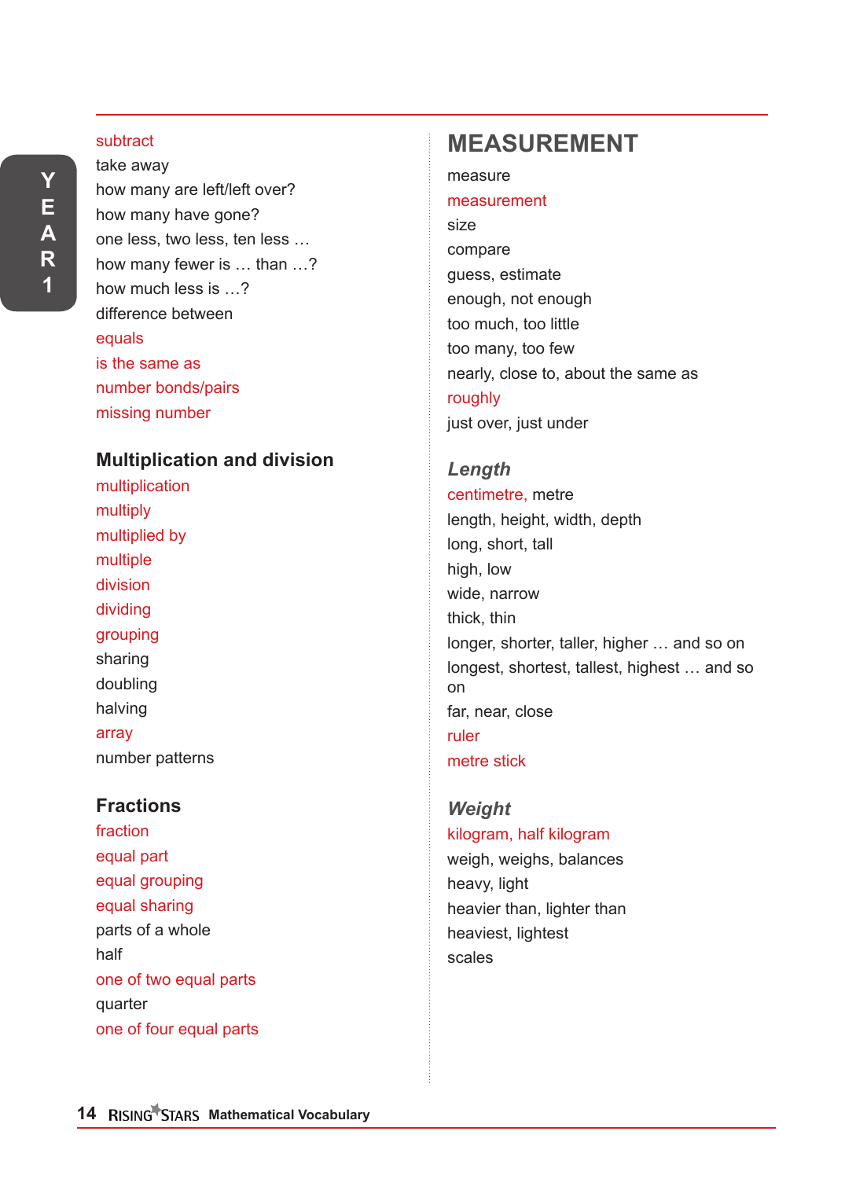subtract
take away
how many are left/left over?
how many have gone?
one less, two less, ten less …
how many fewer is … than …?
how much less is …?
difference between
equals
is the same as
number bonds/pairs
missing number

### Multiplication and division

multiplication
multiply
multiplied by
multiple
division
dividing
grouping
sharing
doubling
halving
array
number patterns

### Fractions

fraction
equal part
equal grouping
equal sharing
parts of a whole
half
one of two equal parts
quarter
one of four equal parts

## MEASUREMENT

measure
measurement
size
compare
guess, estimate
enough, not enough
too much, too little
too many, too few
nearly, close to, about the same as
roughly
just over, just under

### *Length*

centimetre, metre
length, height, width, depth
long, short, tall
high, low
wide, narrow
thick, thin
longer, shorter, taller, higher … and so on
longest, shortest, tallest, highest … and so on
far, near, close
ruler
metre stick

### *Weight*

kilogram, half kilogram
weigh, weighs, balances
heavy, light
heavier than, lighter than
heaviest, lightest
scales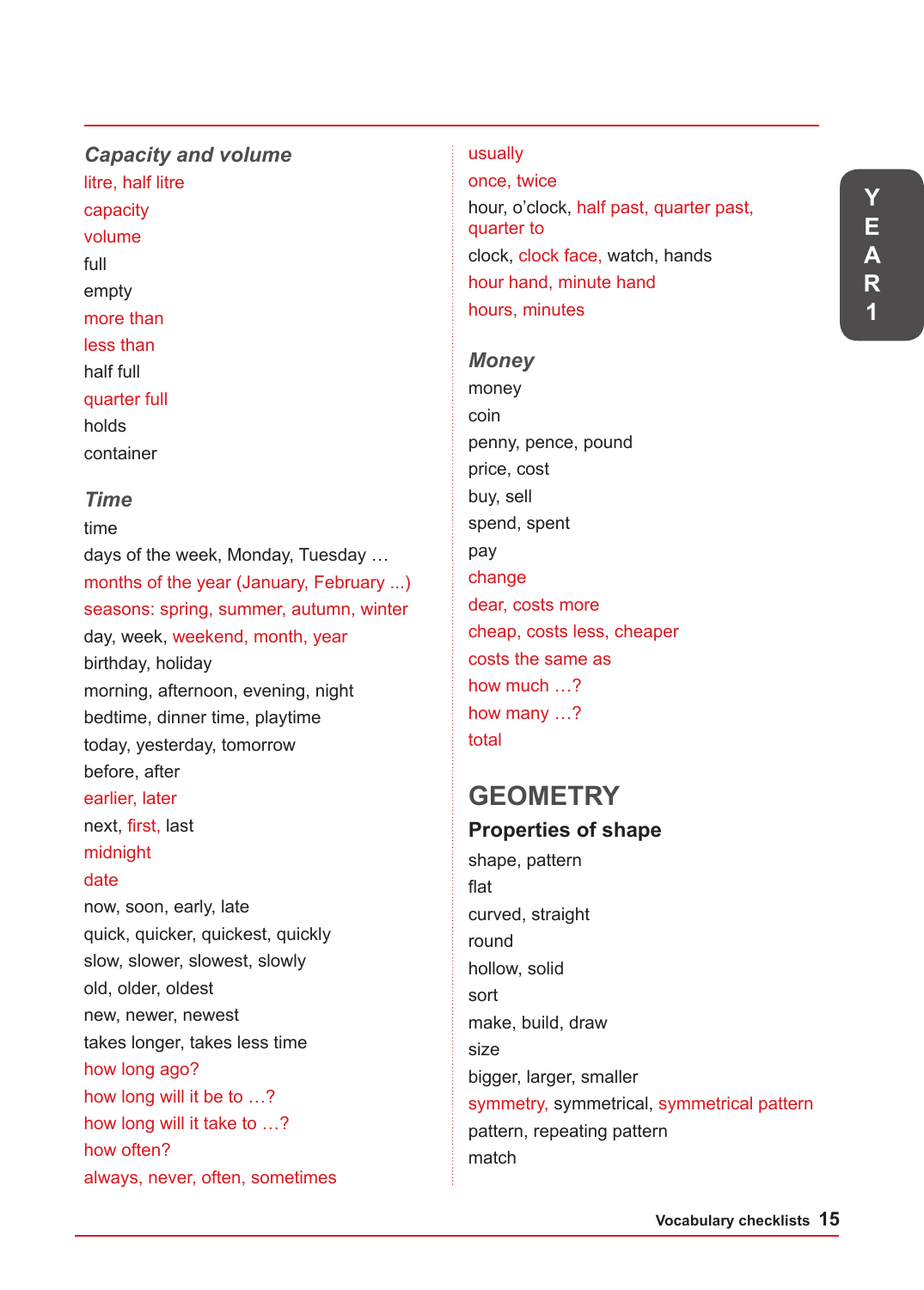### *Capacity and volume*

litre, half litre
capacity
volume
full
empty
more than
less than
half full
quarter full
holds
container

### *Time*

time
days of the week, Monday, Tuesday …
months of the year (January, February ...)
seasons: spring, summer, autumn, winter
day, week, weekend, month, year
birthday, holiday
morning, afternoon, evening, night
bedtime, dinner time, playtime
today, yesterday, tomorrow
before, after
earlier, later
next, first, last
midnight
date
now, soon, early, late
quick, quicker, quickest, quickly
slow, slower, slowest, slowly
old, older, oldest
new, newer, newest
takes longer, takes less time
how long ago?
how long will it be to …?
how long will it take to …?
how often?
always, never, often, sometimes
usually
once, twice
hour, o'clock, half past, quarter past, quarter to
clock, clock face, watch, hands
hour hand, minute hand
hours, minutes

### *Money*

money
coin
penny, pence, pound
price, cost
buy, sell
spend, spent
pay
change
dear, costs more
cheap, costs less, cheaper
costs the same as
how much …?
how many …?
total

## GEOMETRY

### Properties of shape

shape, pattern
flat
curved, straight
round
hollow, solid
sort
make, build, draw
size
bigger, larger, smaller
symmetry, symmetrical, symmetrical pattern
pattern, repeating pattern
match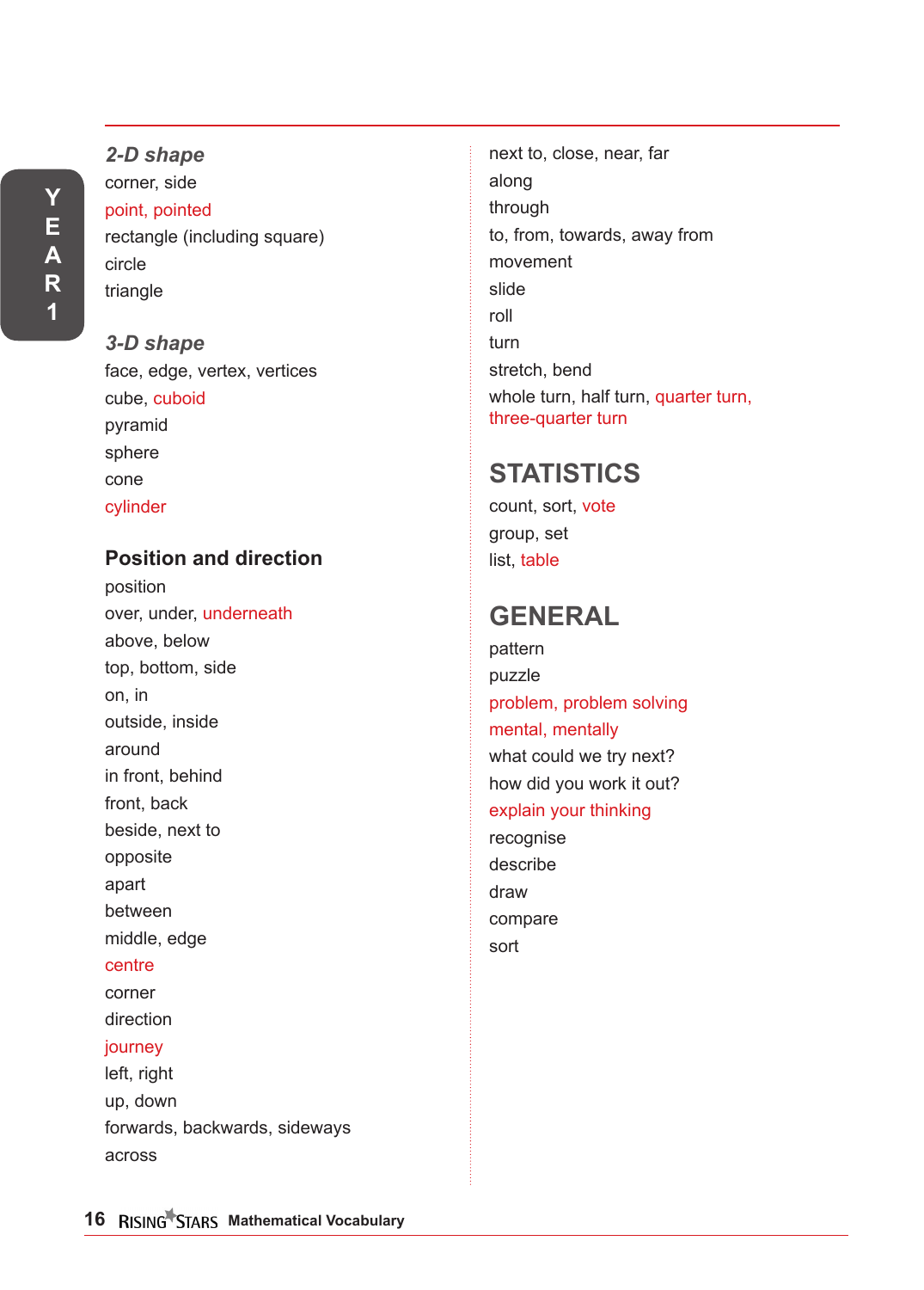### *2-D shape*

corner, side
point, pointed
rectangle (including square)
circle
triangle

### *3-D shape*

face, edge, vertex, vertices
cube, cuboid
pyramid
sphere
cone
cylinder

### Position and direction

position
over, under, underneath
above, below
top, bottom, side
on, in
outside, inside
around
in front, behind
front, back
beside, next to
opposite
apart
between
middle, edge
centre
corner
direction
journey
left, right
up, down
forwards, backwards, sideways
across
next to, close, near, far
along
through
to, from, towards, away from
movement
slide
roll
turn
stretch, bend
whole turn, half turn, quarter turn, three-quarter turn

## STATISTICS

count, sort, vote
group, set
list, table

## GENERAL

pattern
puzzle
problem, problem solving
mental, mentally
what could we try next?
how did you work it out?
explain your thinking
recognise
describe
draw
compare
sort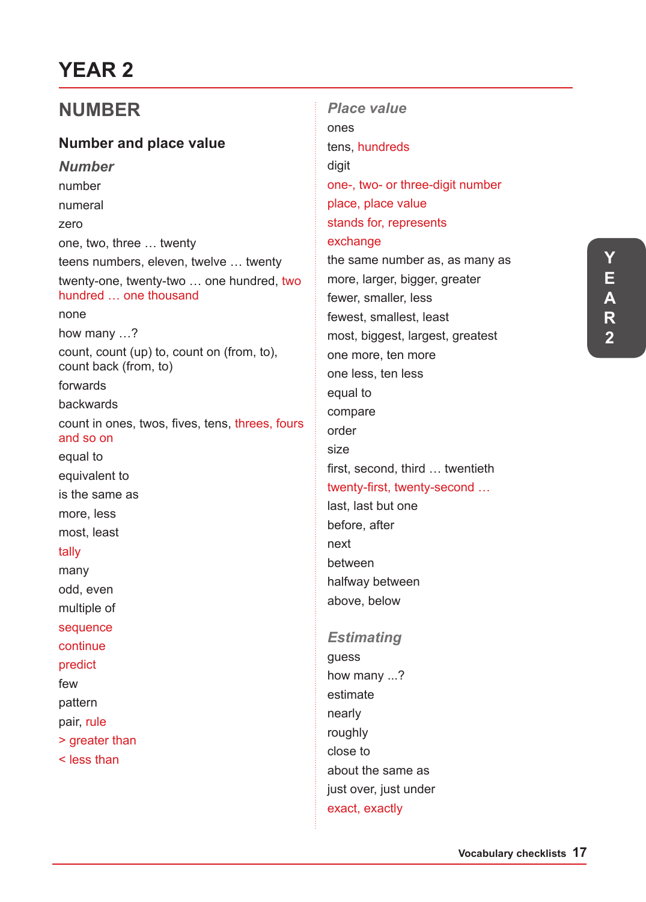# YEAR 2

## NUMBER

### Number and place value

#### *Number*

number

numeral

zero

one, two, three … twenty

teens numbers, eleven, twelve … twenty

twenty-one, twenty-two … one hundred, two hundred … one thousand

none

how many …?

count, count (up) to, count on (from, to), count back (from, to)

forwards

backwards

count in ones, twos, fives, tens, threes, fours and so on

equal to

equivalent to

is the same as

more, less

most, least

tally

many

odd, even

multiple of

sequence

continue

predict

few

pattern

pair, rule

> greater than

< less than

#### *Place value*

ones

tens, hundreds

digit

one-, two- or three-digit number

place, place value

stands for, represents

exchange

the same number as, as many as

more, larger, bigger, greater

fewer, smaller, less

fewest, smallest, least

most, biggest, largest, greatest

one more, ten more

one less, ten less

equal to

compare

order

size

first, second, third … twentieth

twenty-first, twenty-second …

last, last but one

before, after

next

between

halfway between

above, below

#### *Estimating*

guess

how many ...?

estimate

nearly

roughly

close to

about the same as

just over, just under

exact, exactly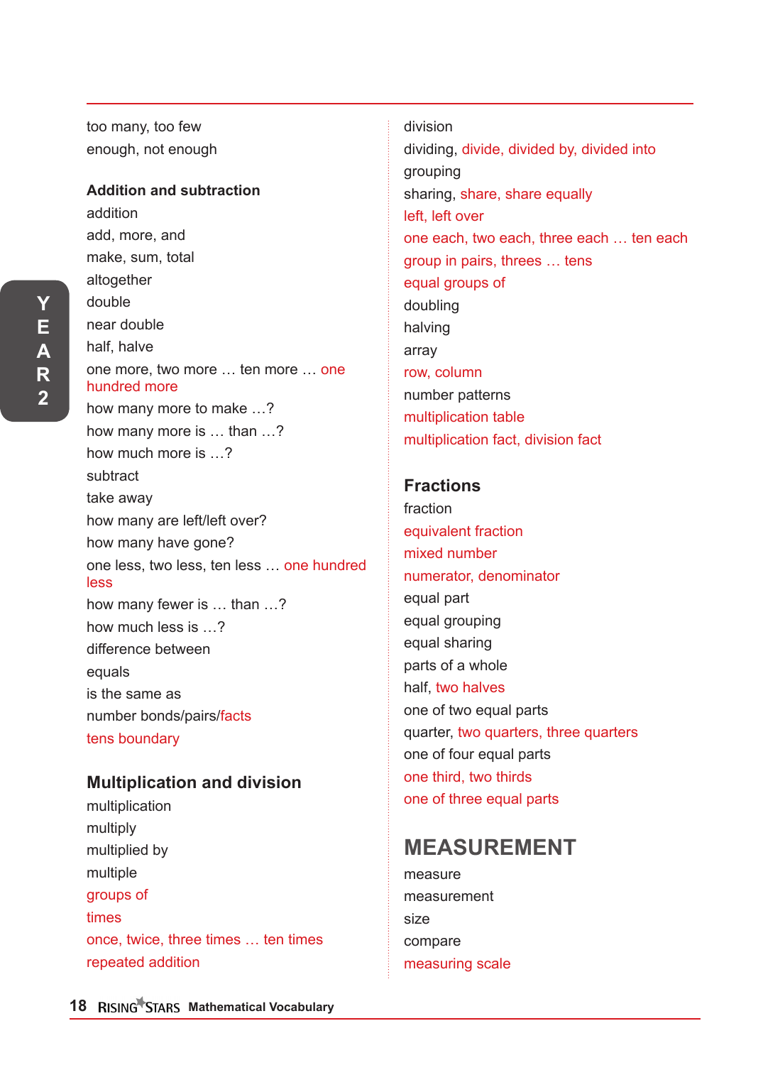too many, too few
enough, not enough

### Addition and subtraction

addition
add, more, and
make, sum, total
altogether
double
near double
half, halve
one more, two more … ten more … one hundred more
how many more to make …?
how many more is … than …?
how much more is …?
subtract
take away
how many are left/left over?
how many have gone?
one less, two less, ten less … one hundred less
how many fewer is … than …?
how much less is …?
difference between
equals
is the same as
number bonds/pairs/facts
tens boundary

### Multiplication and division

multiplication
multiply
multiplied by
multiple
groups of
times
once, twice, three times … ten times
repeated addition
division
dividing, divide, divided by, divided into
grouping
sharing, share, share equally
left, left over
one each, two each, three each … ten each
group in pairs, threes … tens
equal groups of
doubling
halving
array
row, column
number patterns
multiplication table
multiplication fact, division fact

### Fractions

fraction
equivalent fraction
mixed number
numerator, denominator
equal part
equal grouping
equal sharing
parts of a whole
half, two halves
one of two equal parts
quarter, two quarters, three quarters
one of four equal parts
one third, two thirds
one of three equal parts

## MEASUREMENT

measure
measurement
size
compare
measuring scale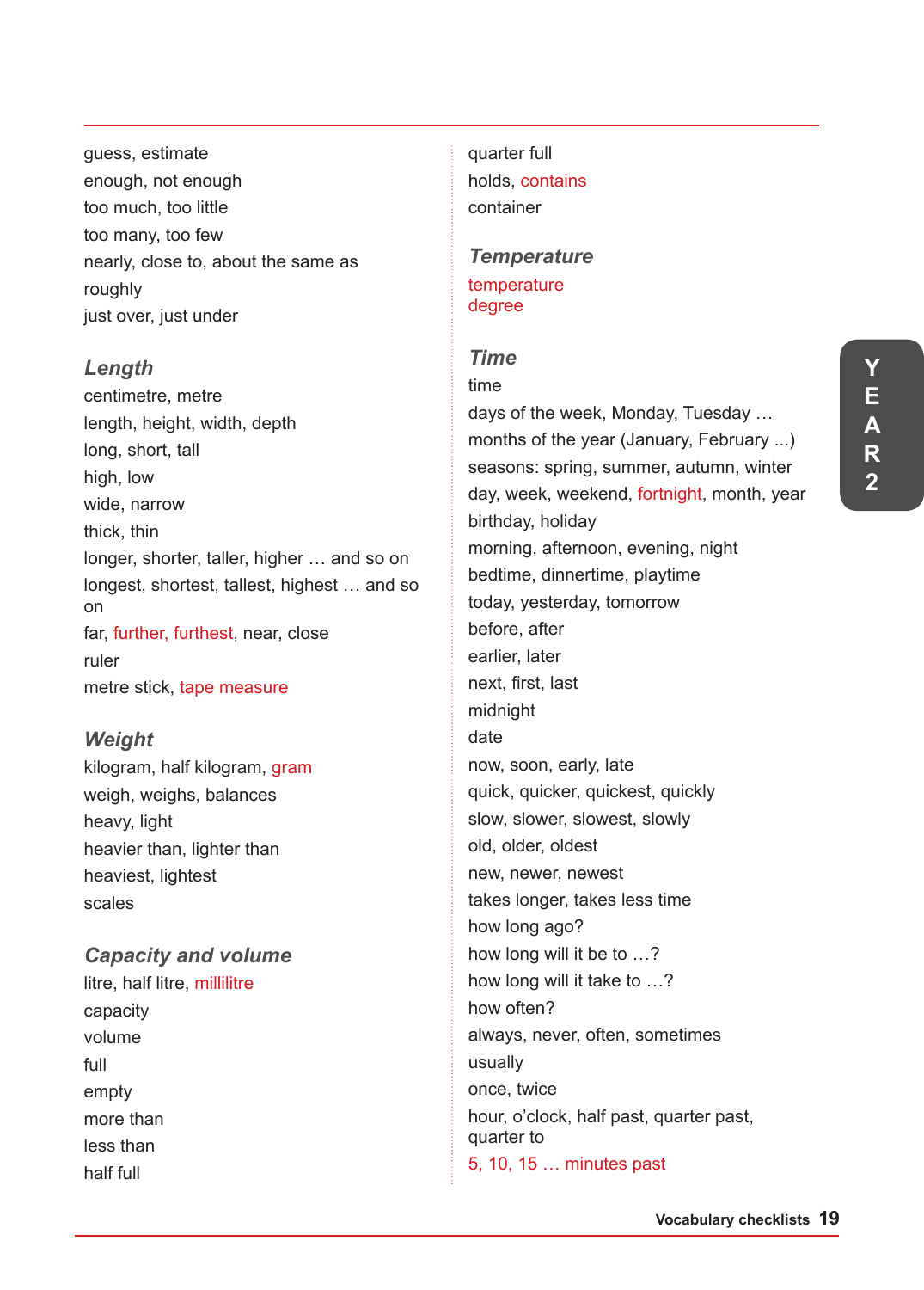guess, estimate
enough, not enough
too much, too little
too many, too few
nearly, close to, about the same as
roughly
just over, just under

### *Length*

centimetre, metre
length, height, width, depth
long, short, tall
high, low
wide, narrow
thick, thin
longer, shorter, taller, higher … and so on
longest, shortest, tallest, highest … and so on
far, further, furthest, near, close
ruler
metre stick, tape measure

### *Weight*

kilogram, half kilogram, gram
weigh, weighs, balances
heavy, light
heavier than, lighter than
heaviest, lightest
scales

### *Capacity and volume*

litre, half litre, millilitre
capacity
volume
full
empty
more than
less than
half full
quarter full
holds, contains
container

### *Temperature*

temperature
degree

### *Time*

time
days of the week, Monday, Tuesday …
months of the year (January, February ...)
seasons: spring, summer, autumn, winter
day, week, weekend, fortnight, month, year
birthday, holiday
morning, afternoon, evening, night
bedtime, dinnertime, playtime
today, yesterday, tomorrow
before, after
earlier, later
next, first, last
midnight
date
now, soon, early, late
quick, quicker, quickest, quickly
slow, slower, slowest, slowly
old, older, oldest
new, newer, newest
takes longer, takes less time
how long ago?
how long will it be to …?
how long will it take to …?
how often?
always, never, often, sometimes
usually
once, twice
hour, o'clock, half past, quarter past, quarter to
5, 10, 15 … minutes past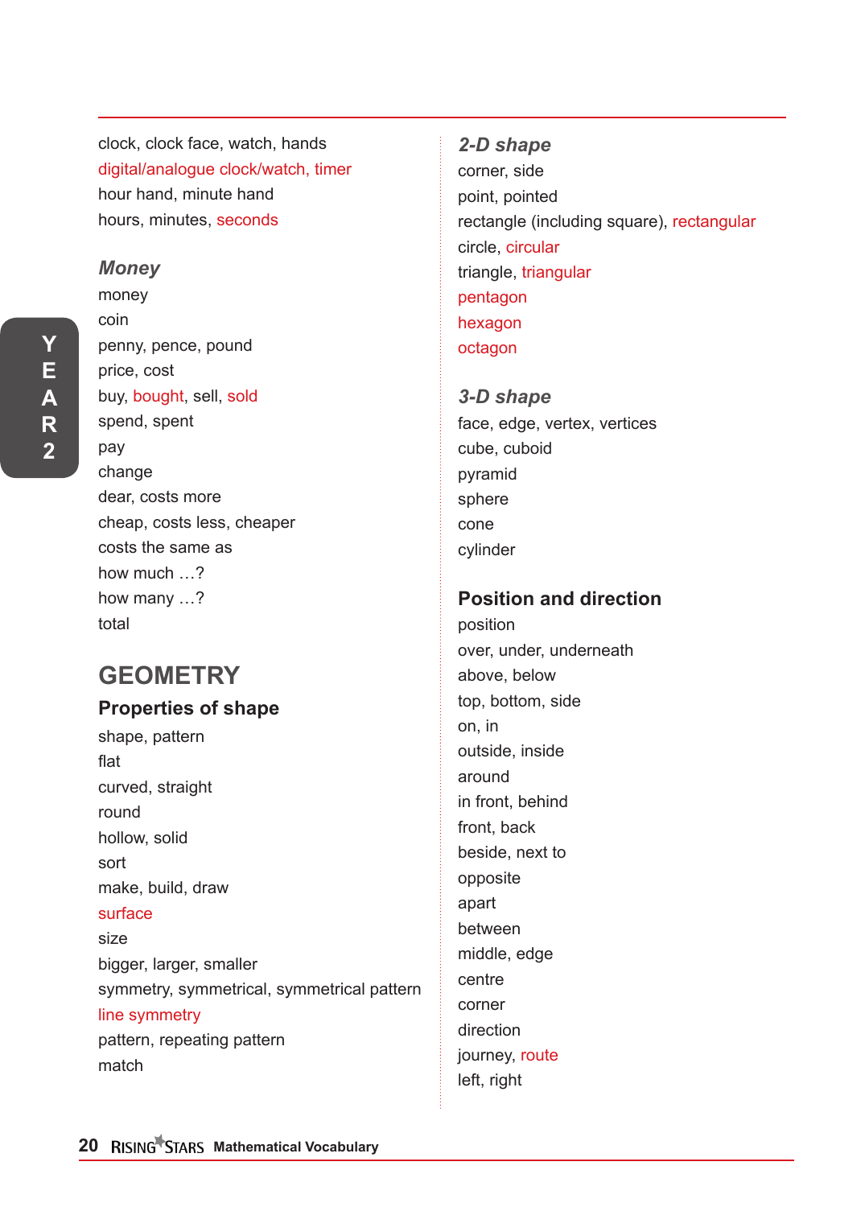clock, clock face, watch, hands
digital/analogue clock/watch, timer
hour hand, minute hand
hours, minutes, seconds

### *Money*

money
coin
penny, pence, pound
price, cost
buy, bought, sell, sold
spend, spent
pay
change
dear, costs more
cheap, costs less, cheaper
costs the same as
how much …?
how many …?
total

# GEOMETRY

## Properties of shape

shape, pattern
flat
curved, straight
round
hollow, solid
sort
make, build, draw
surface
size
bigger, larger, smaller
symmetry, symmetrical, symmetrical pattern
line symmetry
pattern, repeating pattern
match

### *2-D shape*

corner, side
point, pointed
rectangle (including square), rectangular
circle, circular
triangle, triangular
pentagon
hexagon
octagon

### *3-D shape*

face, edge, vertex, vertices
cube, cuboid
pyramid
sphere
cone
cylinder

## Position and direction

position
over, under, underneath
above, below
top, bottom, side
on, in
outside, inside
around
in front, behind
front, back
beside, next to
opposite
apart
between
middle, edge
centre
corner
direction
journey, route
left, right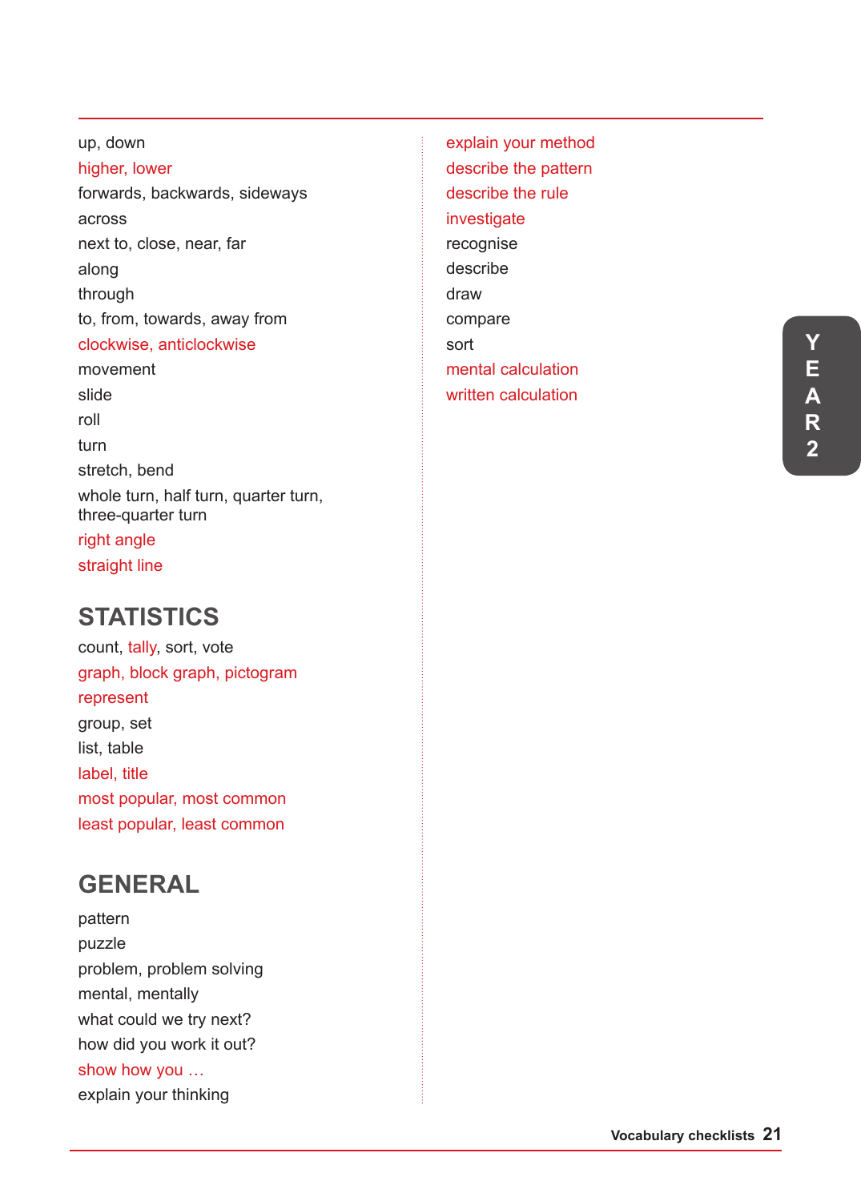up, down

higher, lower

forwards, backwards, sideways

across

next to, close, near, far

along

through

to, from, towards, away from

clockwise, anticlockwise

movement

slide

roll

turn

stretch, bend

whole turn, half turn, quarter turn, three-quarter turn

right angle

straight line

## STATISTICS

count, tally, sort, vote

graph, block graph, pictogram

represent

group, set

list, table

label, title

most popular, most common

least popular, least common

## GENERAL

pattern

puzzle

problem, problem solving

mental, mentally

what could we try next?

how did you work it out?

show how you …

explain your thinking

explain your method

describe the pattern

describe the rule

investigate

recognise

describe

draw

compare

sort

mental calculation

written calculation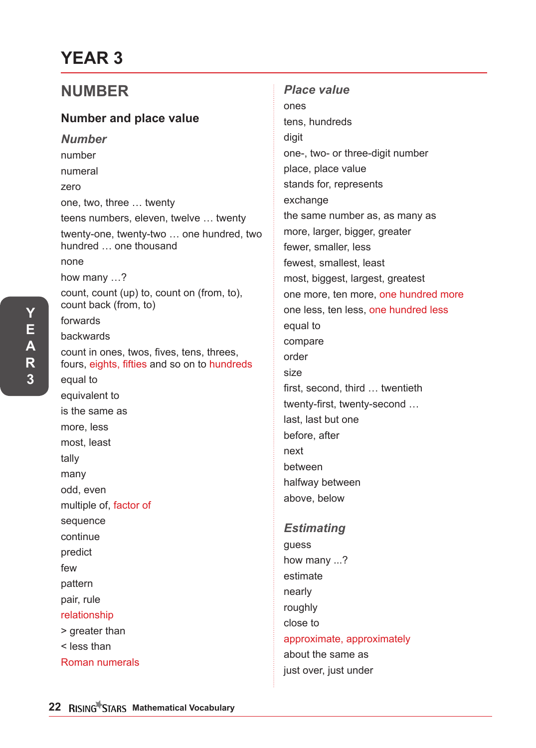# YEAR 3

## NUMBER

### Number and place value

#### *Number*

number
numeral
zero
one, two, three … twenty
teens numbers, eleven, twelve … twenty
twenty-one, twenty-two … one hundred, two hundred … one thousand
none
how many …?
count, count (up) to, count on (from, to), count back (from, to)
forwards
backwards
count in ones, twos, fives, tens, threes, fours, eights, fifties and so on to hundreds
equal to
equivalent to
is the same as
more, less
most, least
tally
many
odd, even
multiple of, factor of
sequence
continue
predict
few
pattern
pair, rule
relationship
> greater than
< less than
Roman numerals

#### *Place value*

ones
tens, hundreds
digit
one-, two- or three-digit number
place, place value
stands for, represents
exchange
the same number as, as many as
more, larger, bigger, greater
fewer, smaller, less
fewest, smallest, least
most, biggest, largest, greatest
one more, ten more, one hundred more
one less, ten less, one hundred less
equal to
compare
order
size
first, second, third … twentieth
twenty-first, twenty-second …
last, last but one
before, after
next
between
halfway between
above, below

#### *Estimating*

guess
how many ...?
estimate
nearly
roughly
close to
approximate, approximately
about the same as
just over, just under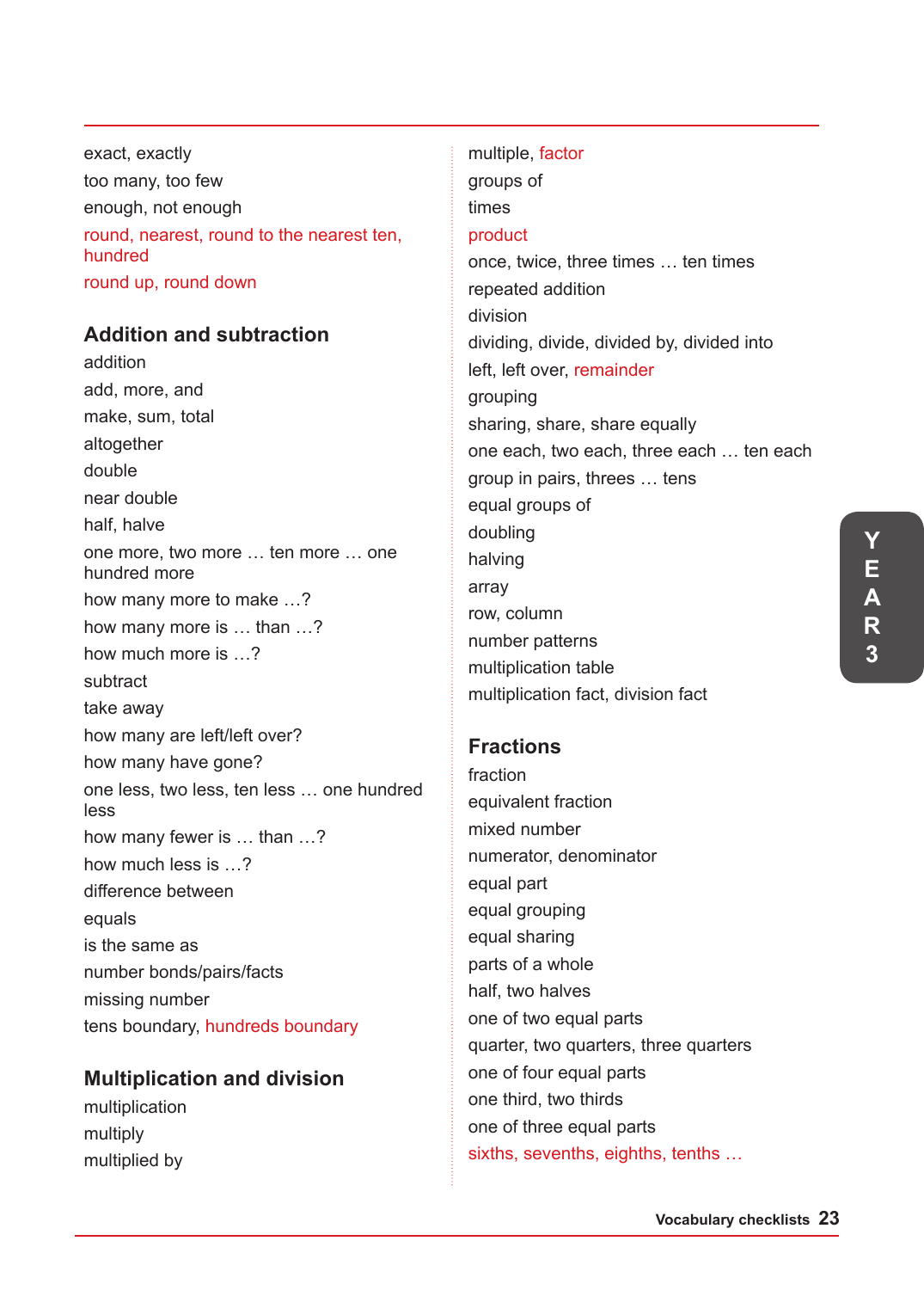exact, exactly
too many, too few
enough, not enough
round, nearest, round to the nearest ten, hundred
round up, round down

## Addition and subtraction

addition
add, more, and
make, sum, total
altogether
double
near double
half, halve
one more, two more … ten more … one hundred more
how many more to make …?
how many more is … than …?
how much more is …?
subtract
take away
how many are left/left over?
how many have gone?
one less, two less, ten less … one hundred less
how many fewer is … than …?
how much less is …?
difference between
equals
is the same as
number bonds/pairs/facts
missing number
tens boundary, hundreds boundary

## Multiplication and division

multiplication
multiply
multiplied by
multiple, factor
groups of
times
product
once, twice, three times … ten times
repeated addition
division
dividing, divide, divided by, divided into
left, left over, remainder
grouping
sharing, share, share equally
one each, two each, three each … ten each
group in pairs, threes … tens
equal groups of
doubling
halving
array
row, column
number patterns
multiplication table
multiplication fact, division fact

## Fractions

fraction
equivalent fraction
mixed number
numerator, denominator
equal part
equal grouping
equal sharing
parts of a whole
half, two halves
one of two equal parts
quarter, two quarters, three quarters
one of four equal parts
one third, two thirds
one of three equal parts
sixths, sevenths, eighths, tenths …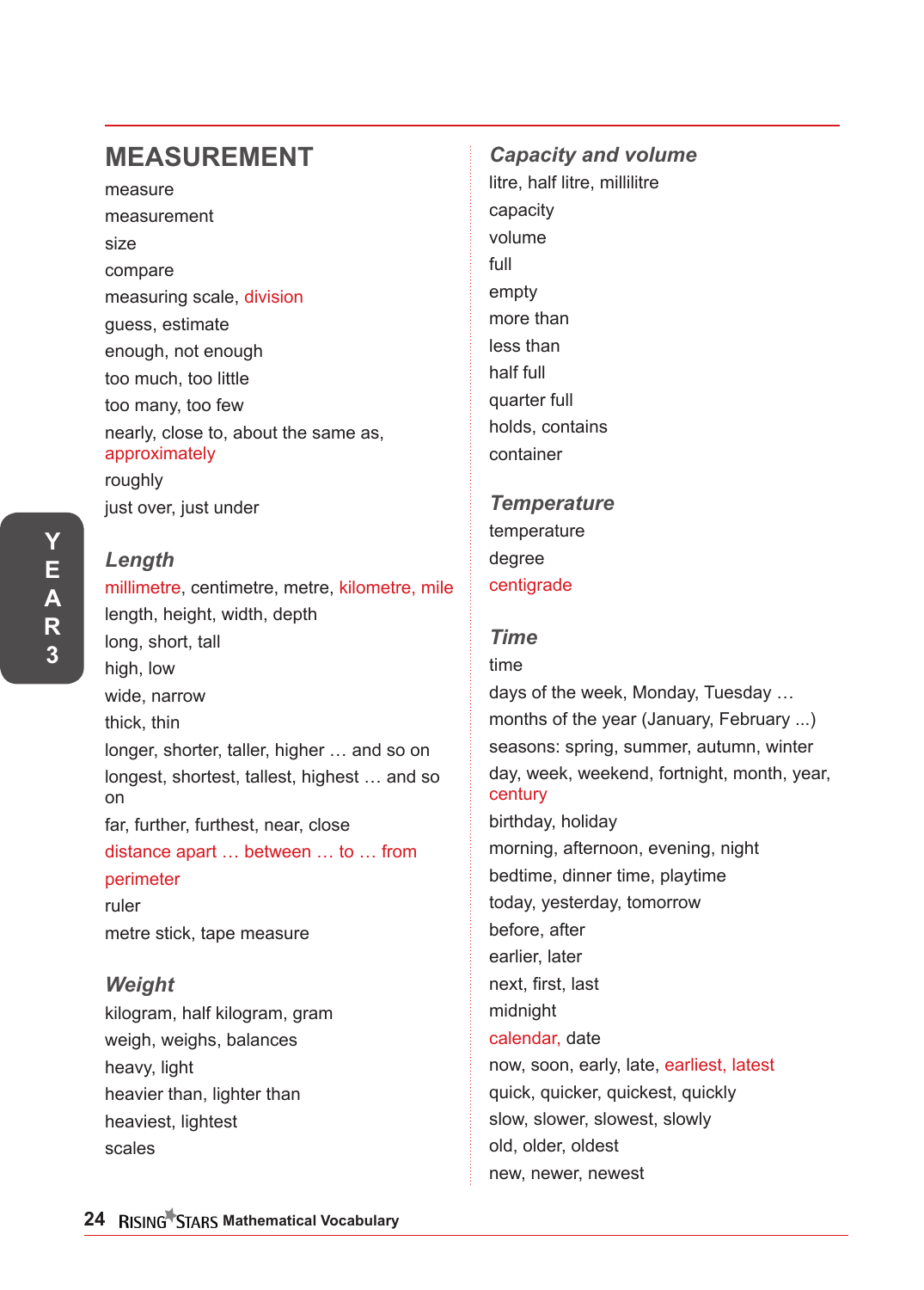# MEASUREMENT

measure

measurement

size

compare

measuring scale, division

guess, estimate

enough, not enough

too much, too little

too many, too few

nearly, close to, about the same as, approximately

roughly

just over, just under

### *Length*

millimetre, centimetre, metre, kilometre, mile

length, height, width, depth

long, short, tall

high, low

wide, narrow

thick, thin

longer, shorter, taller, higher … and so on

longest, shortest, tallest, highest … and so on

far, further, furthest, near, close

distance apart … between … to … from

perimeter

ruler

metre stick, tape measure

### *Weight*

kilogram, half kilogram, gram

weigh, weighs, balances

heavy, light

heavier than, lighter than

heaviest, lightest

scales

### *Capacity and volume*

litre, half litre, millilitre

capacity

volume

full

empty

more than

less than

half full

quarter full

holds, contains

container

### *Temperature*

temperature

degree

centigrade

### *Time*

time

days of the week, Monday, Tuesday …

months of the year (January, February ...)

seasons: spring, summer, autumn, winter

day, week, weekend, fortnight, month, year, century

birthday, holiday

morning, afternoon, evening, night

bedtime, dinner time, playtime

today, yesterday, tomorrow

before, after

earlier, later

next, first, last

midnight

calendar, date

now, soon, early, late, earliest, latest

quick, quicker, quickest, quickly

slow, slower, slowest, slowly

old, older, oldest

new, newer, newest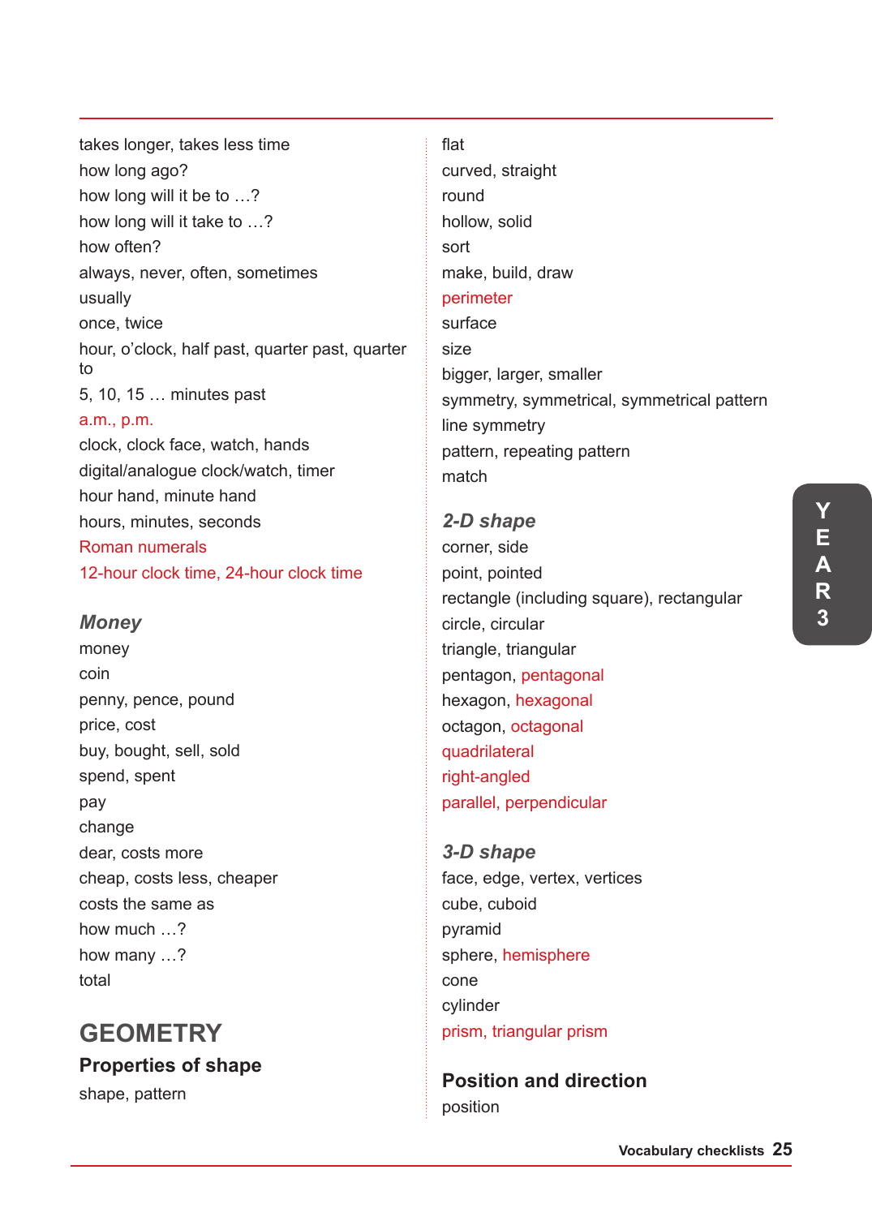takes longer, takes less time
how long ago?
how long will it be to …?
how long will it take to …?
how often?
always, never, often, sometimes
usually
once, twice
hour, o'clock, half past, quarter past, quarter to
5, 10, 15 … minutes past
a.m., p.m.
clock, clock face, watch, hands
digital/analogue clock/watch, timer
hour hand, minute hand
hours, minutes, seconds
Roman numerals
12-hour clock time, 24-hour clock time

### *Money*

money
coin
penny, pence, pound
price, cost
buy, bought, sell, sold
spend, spent
pay
change
dear, costs more
cheap, costs less, cheaper
costs the same as
how much …?
how many …?
total

# GEOMETRY

## Properties of shape

shape, pattern
flat
curved, straight
round
hollow, solid
sort
make, build, draw
perimeter
surface
size
bigger, larger, smaller
symmetry, symmetrical, symmetrical pattern
line symmetry
pattern, repeating pattern
match

### *2-D shape*

corner, side
point, pointed
rectangle (including square), rectangular
circle, circular
triangle, triangular
pentagon, pentagonal
hexagon, hexagonal
octagon, octagonal
quadrilateral
right-angled
parallel, perpendicular

### *3-D shape*

face, edge, vertex, vertices
cube, cuboid
pyramid
sphere, hemisphere
cone
cylinder
prism, triangular prism

## Position and direction

position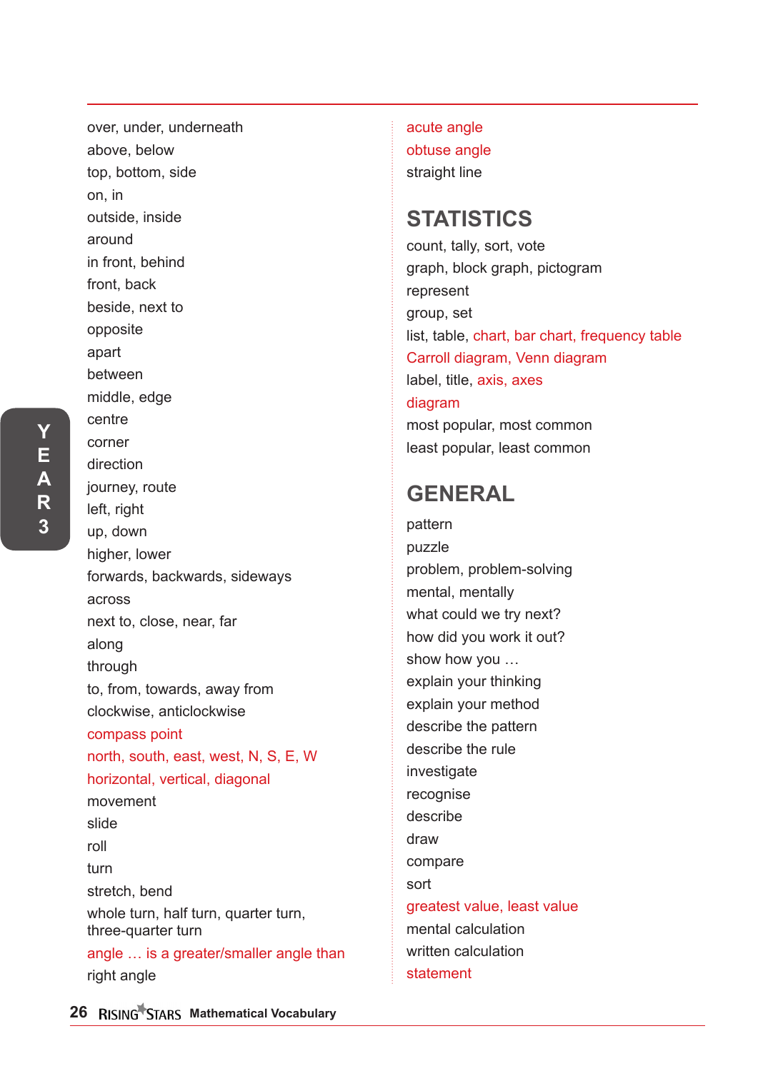over, under, underneath
above, below
top, bottom, side
on, in
outside, inside
around
in front, behind
front, back
beside, next to
opposite
apart
between
middle, edge
centre
corner
direction
journey, route
left, right
up, down
higher, lower
forwards, backwards, sideways
across
next to, close, near, far
along
through
to, from, towards, away from
clockwise, anticlockwise
compass point
north, south, east, west, N, S, E, W
horizontal, vertical, diagonal
movement
slide
roll
turn
stretch, bend
whole turn, half turn, quarter turn, three-quarter turn
angle … is a greater/smaller angle than
right angle
acute angle
obtuse angle
straight line

## STATISTICS

count, tally, sort, vote
graph, block graph, pictogram
represent
group, set
list, table, chart, bar chart, frequency table
Carroll diagram, Venn diagram
label, title, axis, axes
diagram
most popular, most common
least popular, least common

## GENERAL

pattern
puzzle
problem, problem-solving
mental, mentally
what could we try next?
how did you work it out?
show how you …
explain your thinking
explain your method
describe the pattern
describe the rule
investigate
recognise
describe
draw
compare
sort
greatest value, least value
mental calculation
written calculation
statement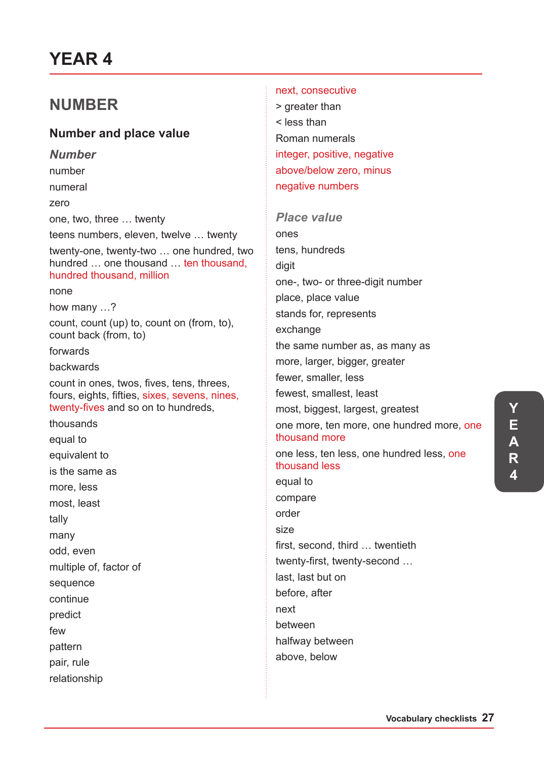# YEAR 4

## NUMBER

### Number and place value

#### *Number*

number

numeral

zero

one, two, three … twenty

teens numbers, eleven, twelve … twenty

twenty-one, twenty-two … one hundred, two hundred … one thousand … ten thousand, hundred thousand, million

none

how many …?

count, count (up) to, count on (from, to), count back (from, to)

forwards

backwards

count in ones, twos, fives, tens, threes, fours, eights, fifties, sixes, sevens, nines, twenty-fives and so on to hundreds,

thousands

equal to

equivalent to

is the same as

more, less

most, least

tally

many

odd, even

multiple of, factor of

sequence

continue

predict

few

pattern

pair, rule

relationship

next, consecutive

> greater than

< less than

Roman numerals

integer, positive, negative

above/below zero, minus

negative numbers

#### *Place value*

ones

tens, hundreds

digit

one-, two- or three-digit number

place, place value

stands for, represents

exchange

the same number as, as many as

more, larger, bigger, greater

fewer, smaller, less

fewest, smallest, least

most, biggest, largest, greatest

one more, ten more, one hundred more, one thousand more

one less, ten less, one hundred less, one thousand less

equal to

compare

order

size

first, second, third … twentieth

twenty-first, twenty-second …

last, last but on

before, after

next

between

halfway between

above, below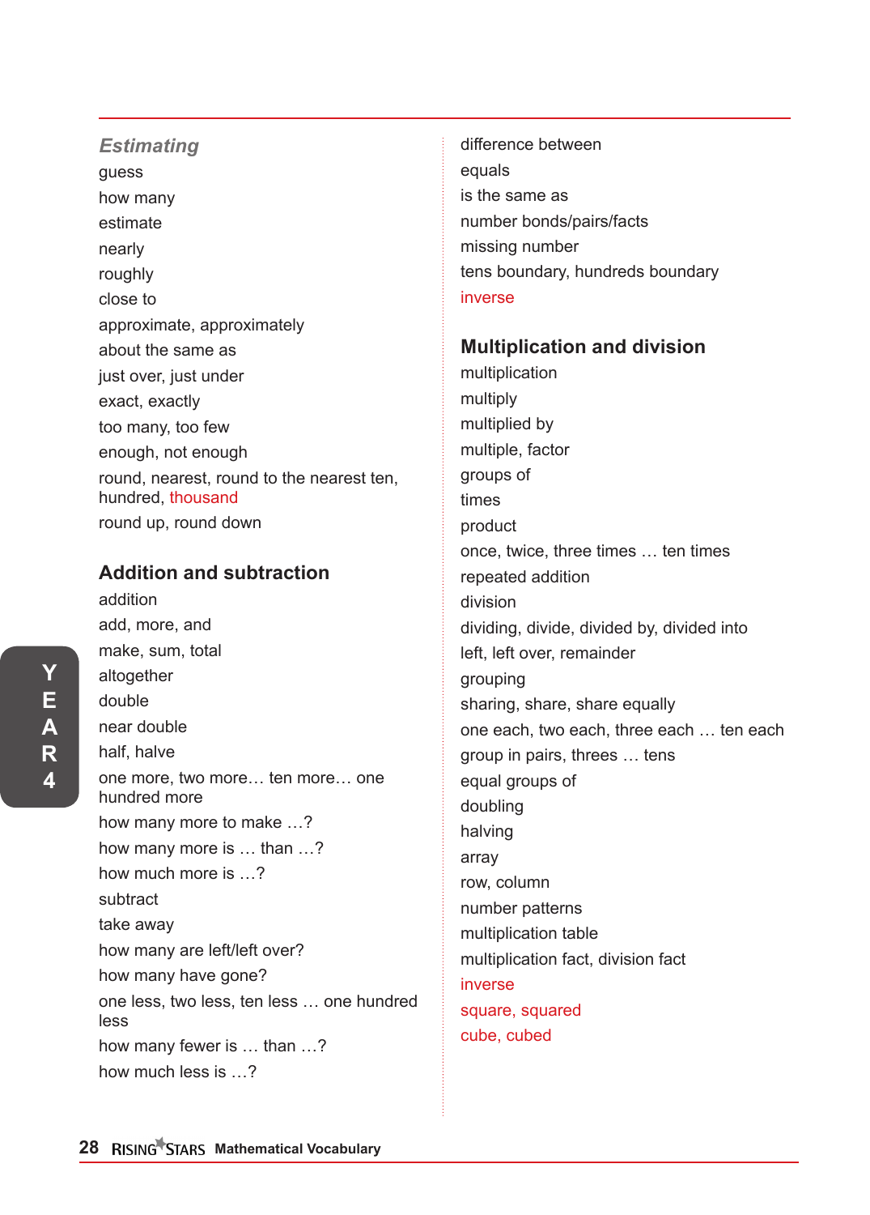### *Estimating*

guess
how many
estimate
nearly
roughly
close to
approximate, approximately
about the same as
just over, just under
exact, exactly
too many, too few
enough, not enough
round, nearest, round to the nearest ten, hundred, thousand
round up, round down

## Addition and subtraction

addition
add, more, and
make, sum, total
altogether
double
near double
half, halve
one more, two more… ten more… one hundred more
how many more to make …?
how many more is … than …?
how much more is …?
subtract
take away
how many are left/left over?
how many have gone?
one less, two less, ten less … one hundred less
how many fewer is … than …?
how much less is …?
difference between
equals
is the same as
number bonds/pairs/facts
missing number
tens boundary, hundreds boundary
inverse

## Multiplication and division

multiplication
multiply
multiplied by
multiple, factor
groups of
times
product
once, twice, three times … ten times
repeated addition
division
dividing, divide, divided by, divided into
left, left over, remainder
grouping
sharing, share, share equally
one each, two each, three each … ten each
group in pairs, threes … tens
equal groups of
doubling
halving
array
row, column
number patterns
multiplication table
multiplication fact, division fact
inverse
square, squared
cube, cubed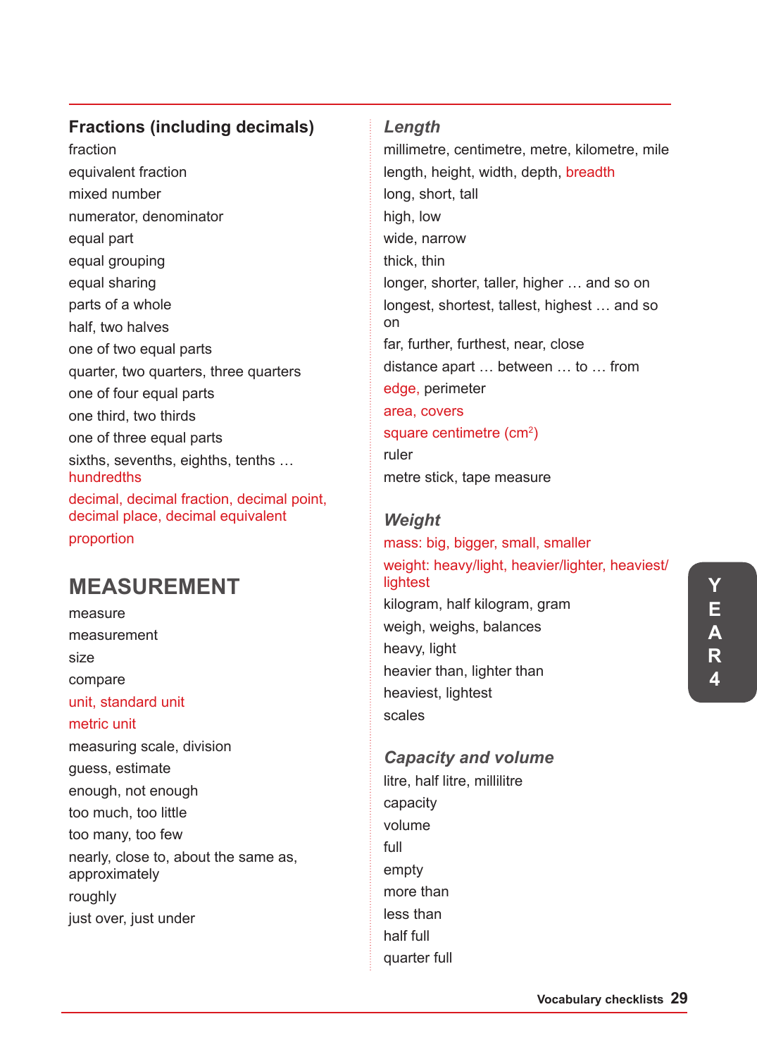### Fractions (including decimals)

fraction
equivalent fraction
mixed number
numerator, denominator
equal part
equal grouping
equal sharing
parts of a whole
half, two halves
one of two equal parts
quarter, two quarters, three quarters
one of four equal parts
one third, two thirds
one of three equal parts
sixths, sevenths, eighths, tenths … hundredths
decimal, decimal fraction, decimal point, decimal place, decimal equivalent
proportion

## MEASUREMENT

measure
measurement
size
compare
unit, standard unit
metric unit
measuring scale, division
guess, estimate
enough, not enough
too much, too little
too many, too few
nearly, close to, about the same as, approximately
roughly
just over, just under

### *Length*

millimetre, centimetre, metre, kilometre, mile
length, height, width, depth, breadth
long, short, tall
high, low
wide, narrow
thick, thin
longer, shorter, taller, higher … and so on
longest, shortest, tallest, highest … and so on
far, further, furthest, near, close
distance apart … between … to … from
edge, perimeter
area, covers
square centimetre ($cm^2$)
ruler
metre stick, tape measure

### *Weight*

mass: big, bigger, small, smaller
weight: heavy/light, heavier/lighter, heaviest/lightest
kilogram, half kilogram, gram
weigh, weighs, balances
heavy, light
heavier than, lighter than
heaviest, lightest
scales

### *Capacity and volume*

litre, half litre, millilitre
capacity
volume
full
empty
more than
less than
half full
quarter full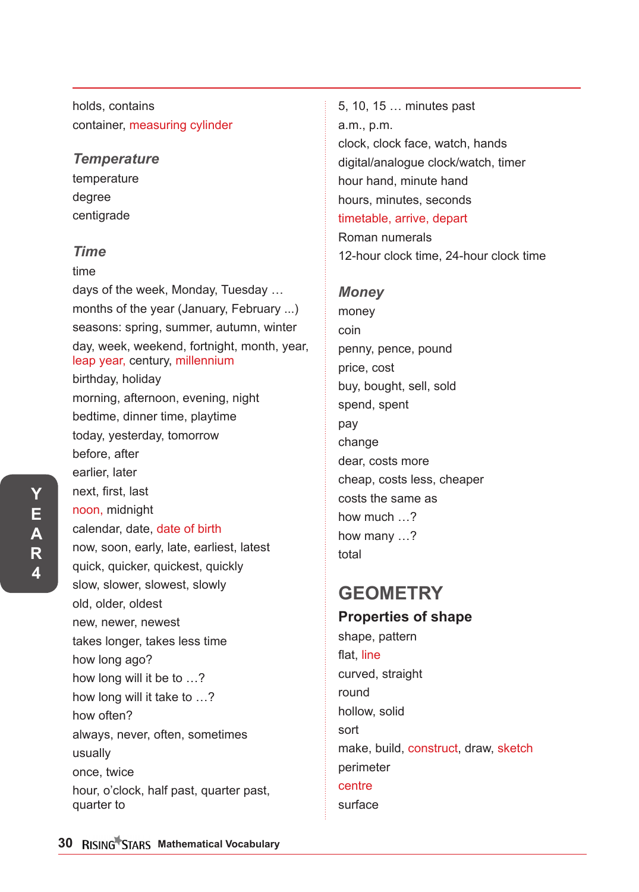holds, contains
container, measuring cylinder

### *Temperature*

temperature
degree
centigrade

### *Time*

time
days of the week, Monday, Tuesday …
months of the year (January, February ...)
seasons: spring, summer, autumn, winter
day, week, weekend, fortnight, month, year, leap year, century, millennium
birthday, holiday
morning, afternoon, evening, night
bedtime, dinner time, playtime
today, yesterday, tomorrow
before, after
earlier, later
next, first, last
noon, midnight
calendar, date, date of birth
now, soon, early, late, earliest, latest
quick, quicker, quickest, quickly
slow, slower, slowest, slowly
old, older, oldest
new, newer, newest
takes longer, takes less time
how long ago?
how long will it be to …?
how long will it take to …?
how often?
always, never, often, sometimes
usually
once, twice
hour, o'clock, half past, quarter past, quarter to
5, 10, 15 … minutes past
a.m., p.m.
clock, clock face, watch, hands
digital/analogue clock/watch, timer
hour hand, minute hand
hours, minutes, seconds
timetable, arrive, depart
Roman numerals
12-hour clock time, 24-hour clock time

### *Money*

money
coin
penny, pence, pound
price, cost
buy, bought, sell, sold
spend, spent
pay
change
dear, costs more
cheap, costs less, cheaper
costs the same as
how much …?
how many …?
total

## GEOMETRY

### Properties of shape

shape, pattern
flat, line
curved, straight
round
hollow, solid
sort
make, build, construct, draw, sketch
perimeter
centre
surface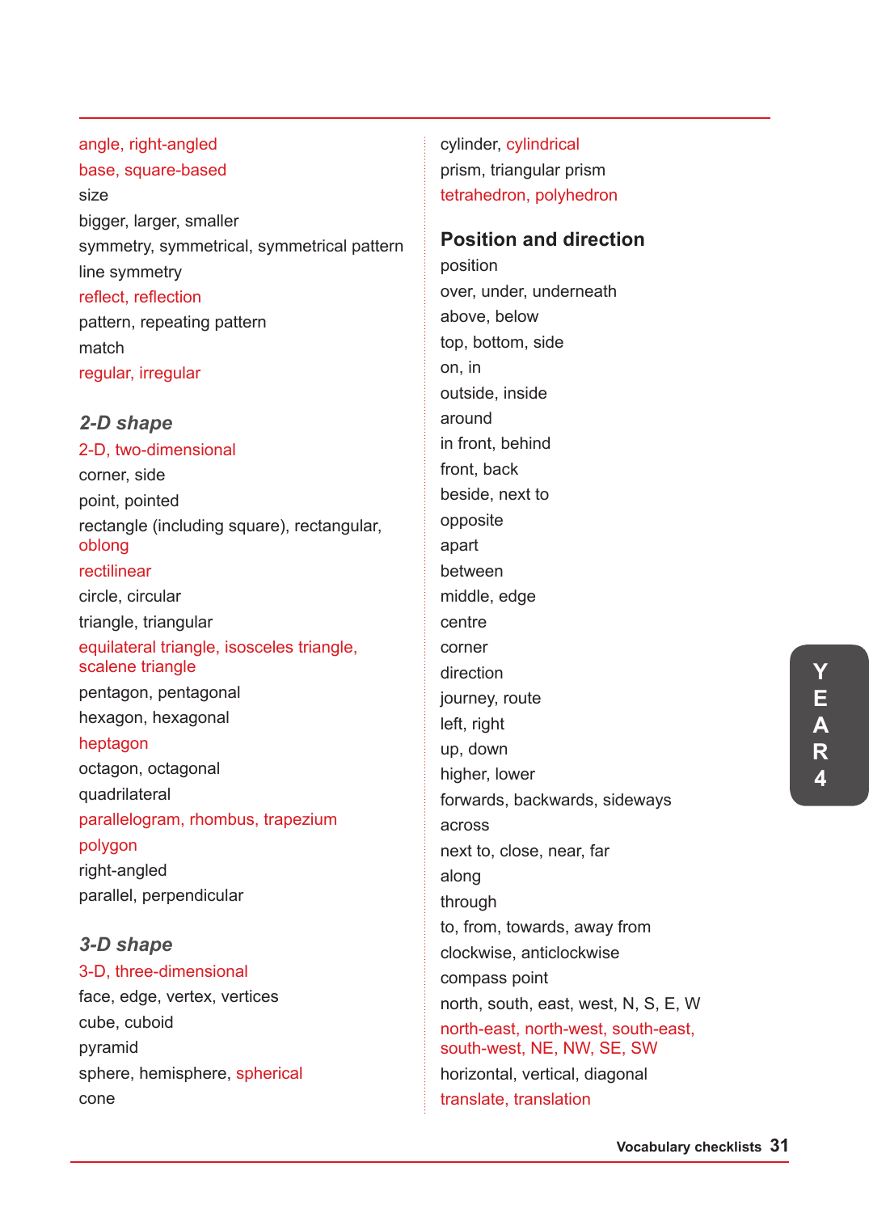angle, right-angled
base, square-based
size
bigger, larger, smaller
symmetry, symmetrical, symmetrical pattern
line symmetry
reflect, reflection
pattern, repeating pattern
match
regular, irregular

### *2-D shape*

2-D, two-dimensional
corner, side
point, pointed
rectangle (including square), rectangular, oblong
rectilinear
circle, circular
triangle, triangular
equilateral triangle, isosceles triangle, scalene triangle
pentagon, pentagonal
hexagon, hexagonal
heptagon
octagon, octagonal
quadrilateral
parallelogram, rhombus, trapezium
polygon
right-angled
parallel, perpendicular

### *3-D shape*

3-D, three-dimensional
face, edge, vertex, vertices
cube, cuboid
pyramid
sphere, hemisphere, spherical
cone
cylinder, cylindrical
prism, triangular prism
tetrahedron, polyhedron

## Position and direction

position
over, under, underneath
above, below
top, bottom, side
on, in
outside, inside
around
in front, behind
front, back
beside, next to
opposite
apart
between
middle, edge
centre
corner
direction
journey, route
left, right
up, down
higher, lower
forwards, backwards, sideways
across
next to, close, near, far
along
through
to, from, towards, away from
clockwise, anticlockwise
compass point
north, south, east, west, N, S, E, W
north-east, north-west, south-east, south-west, NE, NW, SE, SW
horizontal, vertical, diagonal
translate, translation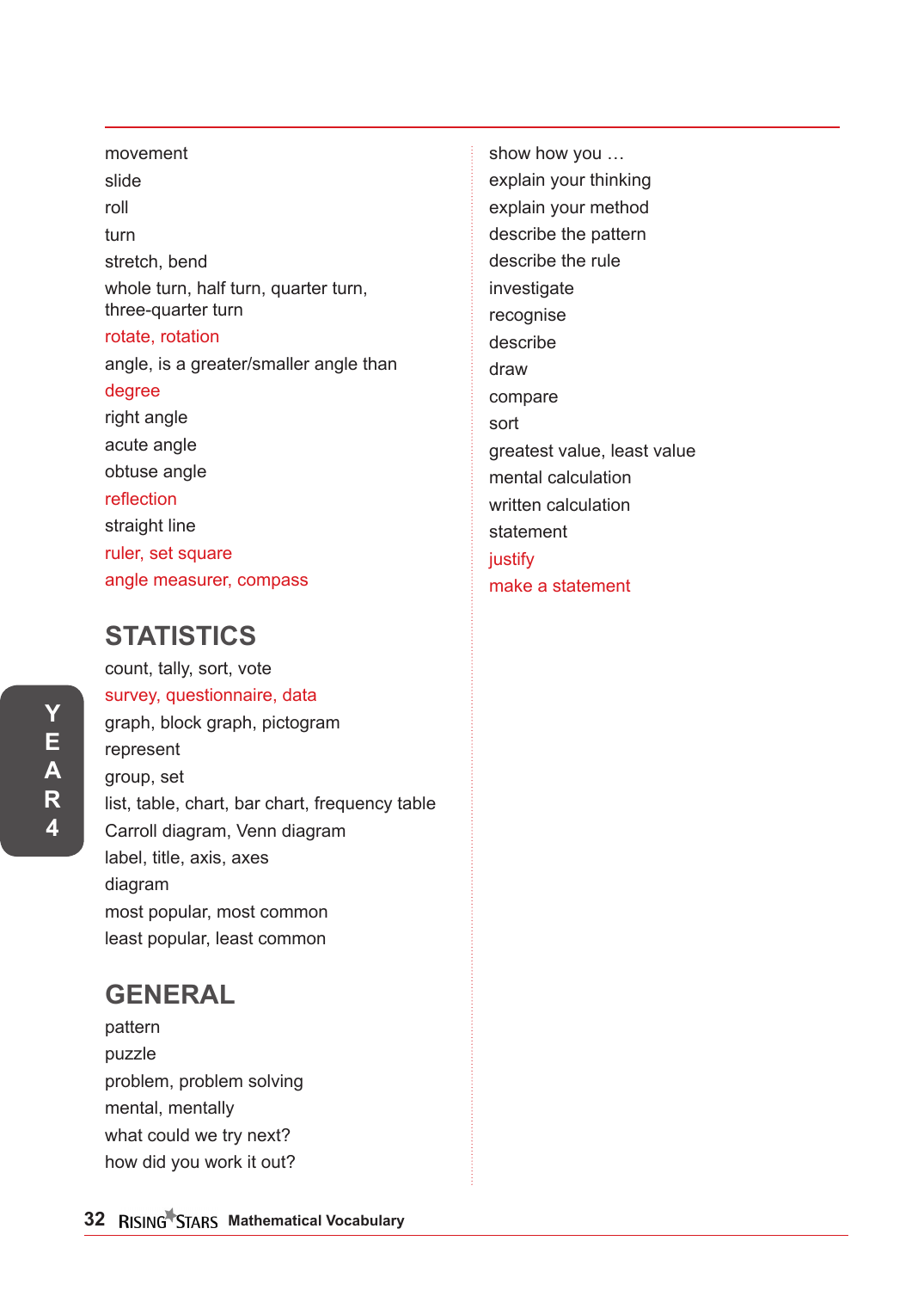movement
slide
roll
turn
stretch, bend
whole turn, half turn, quarter turn, three-quarter turn
rotate, rotation
angle, is a greater/smaller angle than
degree
right angle
acute angle
obtuse angle
reflection
straight line
ruler, set square
angle measurer, compass

## STATISTICS

count, tally, sort, vote
survey, questionnaire, data
graph, block graph, pictogram
represent
group, set
list, table, chart, bar chart, frequency table
Carroll diagram, Venn diagram
label, title, axis, axes
diagram
most popular, most common
least popular, least common

## GENERAL

pattern
puzzle
problem, problem solving
mental, mentally
what could we try next?
how did you work it out?
show how you …
explain your thinking
explain your method
describe the pattern
describe the rule
investigate
recognise
describe
draw
compare
sort
greatest value, least value
mental calculation
written calculation
statement
justify
make a statement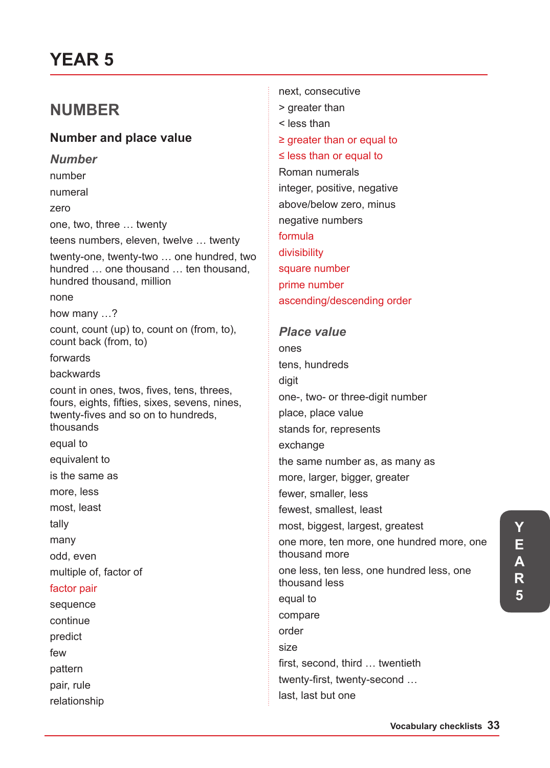# YEAR 5

## NUMBER

### Number and place value

#### *Number*

number

numeral

zero

one, two, three … twenty

teens numbers, eleven, twelve … twenty

twenty-one, twenty-two … one hundred, two hundred … one thousand … ten thousand, hundred thousand, million

none

how many …?

count, count (up) to, count on (from, to), count back (from, to)

forwards

backwards

count in ones, twos, fives, tens, threes, fours, eights, fifties, sixes, sevens, nines, twenty-fives and so on to hundreds, thousands

equal to

equivalent to

is the same as

more, less

most, least

tally

many

odd, even

multiple of, factor of

factor pair

sequence

continue

predict

few

pattern

pair, rule

relationship

next, consecutive

> greater than

< less than

≥ greater than or equal to

≤ less than or equal to

Roman numerals

integer, positive, negative

above/below zero, minus

negative numbers

formula

divisibility

square number

prime number

ascending/descending order

#### *Place value*

ones

tens, hundreds

digit

one-, two- or three-digit number

place, place value

stands for, represents

exchange

the same number as, as many as

more, larger, bigger, greater

fewer, smaller, less

fewest, smallest, least

most, biggest, largest, greatest

one more, ten more, one hundred more, one thousand more

one less, ten less, one hundred less, one thousand less

equal to

compare

order

size

first, second, third … twentieth

twenty-first, twenty-second …

last, last but one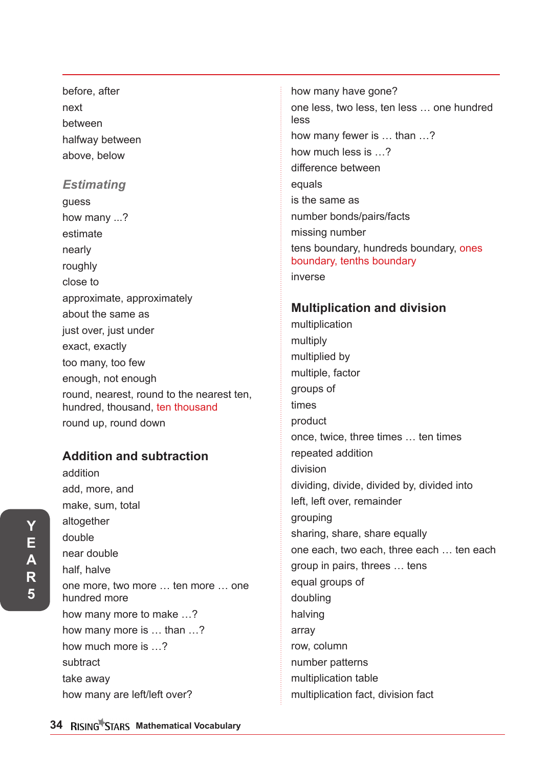before, after
next
between
halfway between
above, below

### *Estimating*

guess
how many ...?
estimate
nearly
roughly
close to
approximate, approximately
about the same as
just over, just under
exact, exactly
too many, too few
enough, not enough
round, nearest, round to the nearest ten, hundred, thousand, ten thousand
round up, round down

## Addition and subtraction

addition
add, more, and
make, sum, total
altogether
double
near double
half, halve
one more, two more … ten more … one hundred more
how many more to make …?
how many more is … than …?
how much more is …?
subtract
take away
how many are left/left over?
how many have gone?
one less, two less, ten less … one hundred less
how many fewer is … than …?
how much less is …?
difference between
equals
is the same as
number bonds/pairs/facts
missing number
tens boundary, hundreds boundary, ones boundary, tenths boundary
inverse

## Multiplication and division

multiplication
multiply
multiplied by
multiple, factor
groups of
times
product
once, twice, three times … ten times
repeated addition
division
dividing, divide, divided by, divided into
left, left over, remainder
grouping
sharing, share, share equally
one each, two each, three each … ten each
group in pairs, threes … tens
equal groups of
doubling
halving
array
row, column
number patterns
multiplication table
multiplication fact, division fact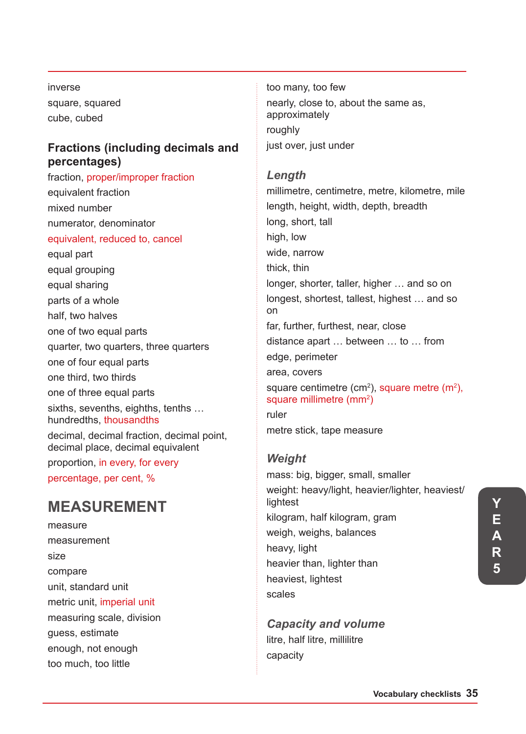inverse
square, squared
cube, cubed

### Fractions (including decimals and percentages)

fraction, proper/improper fraction
equivalent fraction
mixed number
numerator, denominator
equivalent, reduced to, cancel
equal part
equal grouping
equal sharing
parts of a whole
half, two halves
one of two equal parts
quarter, two quarters, three quarters
one of four equal parts
one third, two thirds
one of three equal parts
sixths, sevenths, eighths, tenths … hundredths, thousandths
decimal, decimal fraction, decimal point, decimal place, decimal equivalent
proportion, in every, for every
percentage, per cent, %

## MEASUREMENT

measure
measurement
size
compare
unit, standard unit
metric unit, imperial unit
measuring scale, division
guess, estimate
enough, not enough
too much, too little
too many, too few
nearly, close to, about the same as, approximately
roughly
just over, just under

### *Length*

millimetre, centimetre, metre, kilometre, mile
length, height, width, depth, breadth
long, short, tall
high, low
wide, narrow
thick, thin
longer, shorter, taller, higher … and so on
longest, shortest, tallest, highest … and so on
far, further, furthest, near, close
distance apart … between … to … from
edge, perimeter
area, covers
square centimetre ($cm^2$), square metre ($m^2$), square millimetre ($mm^2$)
ruler
metre stick, tape measure

### *Weight*

mass: big, bigger, small, smaller
weight: heavy/light, heavier/lighter, heaviest/lightest
kilogram, half kilogram, gram
weigh, weighs, balances
heavy, light
heavier than, lighter than
heaviest, lightest
scales

### *Capacity and volume*

litre, half litre, millilitre
capacity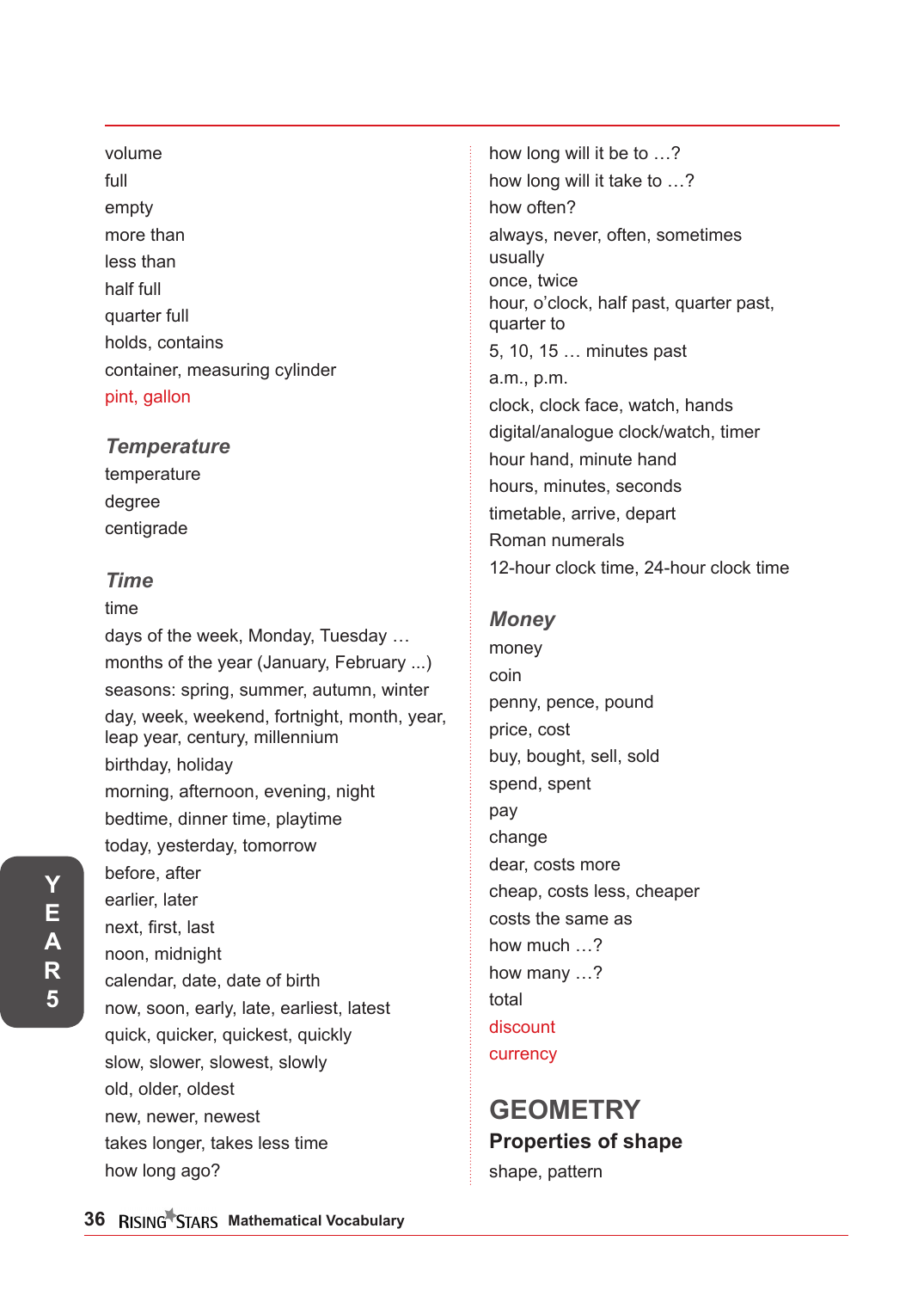volume
full
empty
more than
less than
half full
quarter full
holds, contains
container, measuring cylinder
pint, gallon

### *Temperature*

temperature
degree
centigrade

### *Time*

time
days of the week, Monday, Tuesday …
months of the year (January, February ...)
seasons: spring, summer, autumn, winter
day, week, weekend, fortnight, month, year, leap year, century, millennium
birthday, holiday
morning, afternoon, evening, night
bedtime, dinner time, playtime
today, yesterday, tomorrow
before, after
earlier, later
next, first, last
noon, midnight
calendar, date, date of birth
now, soon, early, late, earliest, latest
quick, quicker, quickest, quickly
slow, slower, slowest, slowly
old, older, oldest
new, newer, newest
takes longer, takes less time
how long ago?
how long will it be to …?
how long will it take to …?
how often?
always, never, often, sometimes usually
once, twice
hour, o'clock, half past, quarter past, quarter to
5, 10, 15 … minutes past
a.m., p.m.
clock, clock face, watch, hands
digital/analogue clock/watch, timer
hour hand, minute hand
hours, minutes, seconds
timetable, arrive, depart
Roman numerals
12-hour clock time, 24-hour clock time

### *Money*

money
coin
penny, pence, pound
price, cost
buy, bought, sell, sold
spend, spent
pay
change
dear, costs more
cheap, costs less, cheaper
costs the same as
how much …?
how many …?
total
discount
currency

## GEOMETRY

### Properties of shape

shape, pattern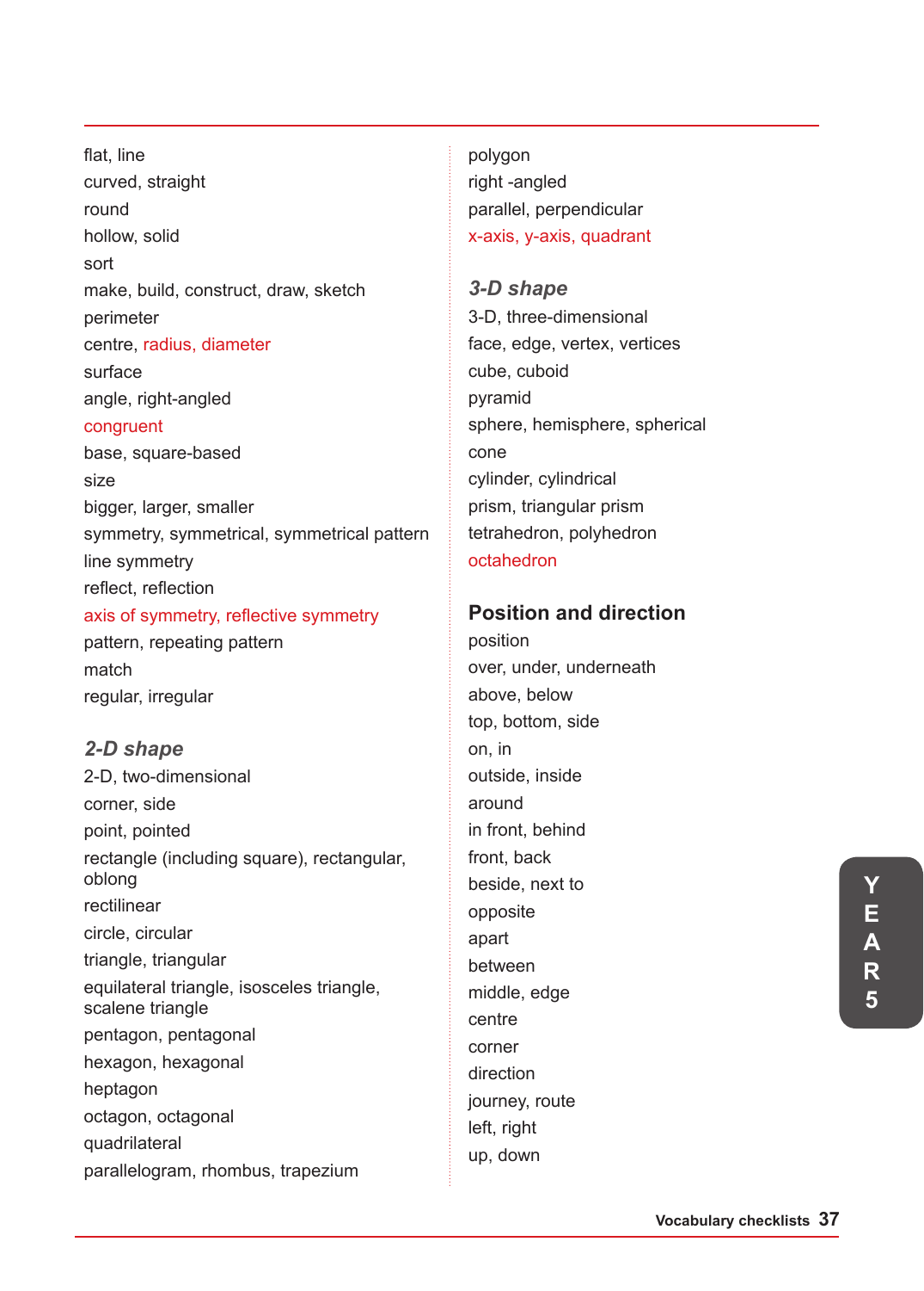flat, line
curved, straight
round
hollow, solid
sort
make, build, construct, draw, sketch
perimeter
centre, radius, diameter
surface
angle, right-angled
congruent
base, square-based
size
bigger, larger, smaller
symmetry, symmetrical, symmetrical pattern
line symmetry
reflect, reflection
axis of symmetry, reflective symmetry
pattern, repeating pattern
match
regular, irregular

### *2-D shape*

2-D, two-dimensional
corner, side
point, pointed
rectangle (including square), rectangular, oblong
rectilinear
circle, circular
triangle, triangular
equilateral triangle, isosceles triangle, scalene triangle
pentagon, pentagonal
hexagon, hexagonal
heptagon
octagon, octagonal
quadrilateral
parallelogram, rhombus, trapezium
polygon
right -angled
parallel, perpendicular
x-axis, y-axis, quadrant

### *3-D shape*

3-D, three-dimensional
face, edge, vertex, vertices
cube, cuboid
pyramid
sphere, hemisphere, spherical
cone
cylinder, cylindrical
prism, triangular prism
tetrahedron, polyhedron
octahedron

## Position and direction

position
over, under, underneath
above, below
top, bottom, side
on, in
outside, inside
around
in front, behind
front, back
beside, next to
opposite
apart
between
middle, edge
centre
corner
direction
journey, route
left, right
up, down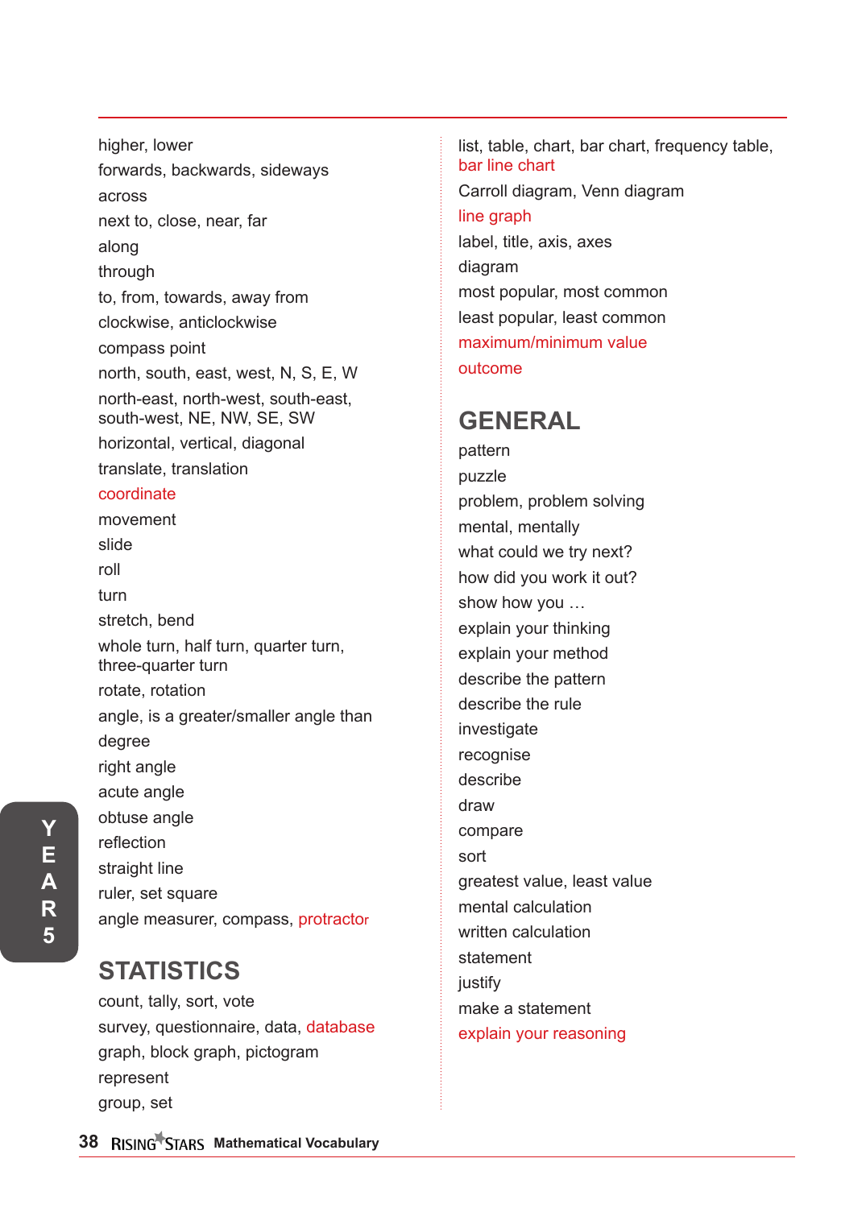higher, lower

forwards, backwards, sideways

across

next to, close, near, far

along

through

to, from, towards, away from

clockwise, anticlockwise

compass point

north, south, east, west, N, S, E, W

north-east, north-west, south-east, south-west, NE, NW, SE, SW

horizontal, vertical, diagonal

translate, translation

coordinate

movement

slide

roll

turn

stretch, bend

whole turn, half turn, quarter turn, three-quarter turn

rotate, rotation

angle, is a greater/smaller angle than

degree

right angle

acute angle

obtuse angle

reflection

straight line

ruler, set square

angle measurer, compass, protractor

## STATISTICS

count, tally, sort, vote

survey, questionnaire, data, database

graph, block graph, pictogram

represent

group, set

list, table, chart, bar chart, frequency table, bar line chart

Carroll diagram, Venn diagram

line graph

label, title, axis, axes

diagram

most popular, most common

least popular, least common

maximum/minimum value

outcome

## GENERAL

pattern

puzzle

problem, problem solving

mental, mentally

what could we try next?

how did you work it out?

show how you …

explain your thinking

explain your method

describe the pattern

describe the rule

investigate

recognise

describe

draw

compare

sort

greatest value, least value

mental calculation

written calculation

statement

justify

make a statement

explain your reasoning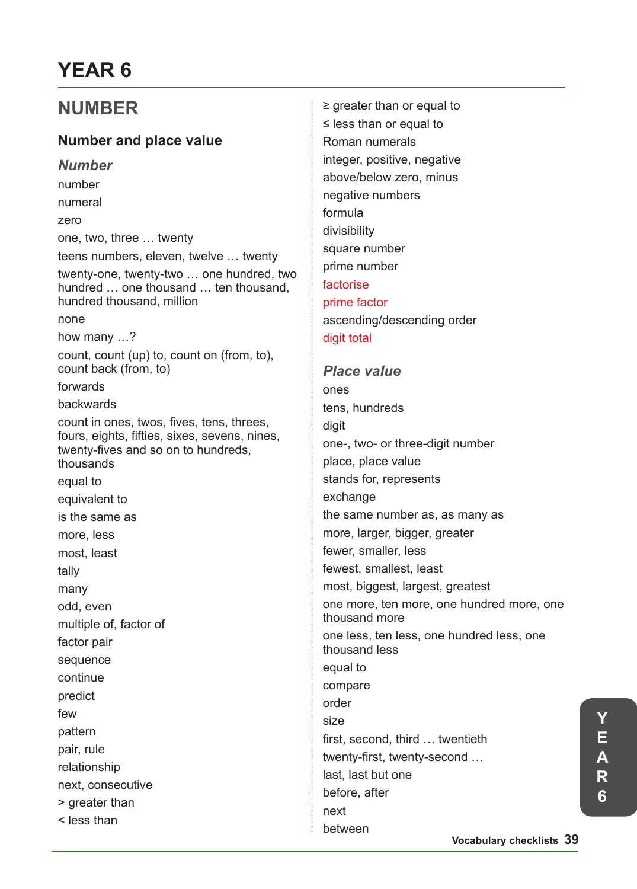# YEAR 6

## NUMBER

### Number and place value

#### *Number*

number

numeral

zero

one, two, three … twenty

teens numbers, eleven, twelve … twenty

twenty-one, twenty-two … one hundred, two hundred … one thousand … ten thousand, hundred thousand, million

none

how many …?

count, count (up) to, count on (from, to), count back (from, to)

forwards

backwards

count in ones, twos, fives, tens, threes, fours, eights, fifties, sixes, sevens, nines, twenty-fives and so on to hundreds, thousands

equal to

equivalent to

is the same as

more, less

most, least

tally

many

odd, even

multiple of, factor of

factor pair

sequence

continue

predict

few

pattern

pair, rule

relationship

next, consecutive

> greater than

< less than

≥ greater than or equal to

≤ less than or equal to

Roman numerals

integer, positive, negative

above/below zero, minus

negative numbers

formula

divisibility

square number

prime number

factorise

prime factor

ascending/descending order

digit total

#### *Place value*

ones

tens, hundreds

digit

one-, two- or three-digit number

place, place value

stands for, represents

exchange

the same number as, as many as

more, larger, bigger, greater

fewer, smaller, less

fewest, smallest, least

most, biggest, largest, greatest

one more, ten more, one hundred more, one thousand more

one less, ten less, one hundred less, one thousand less

equal to

compare

order

size

first, second, third … twentieth

twenty-first, twenty-second …

last, last but one

before, after

next

between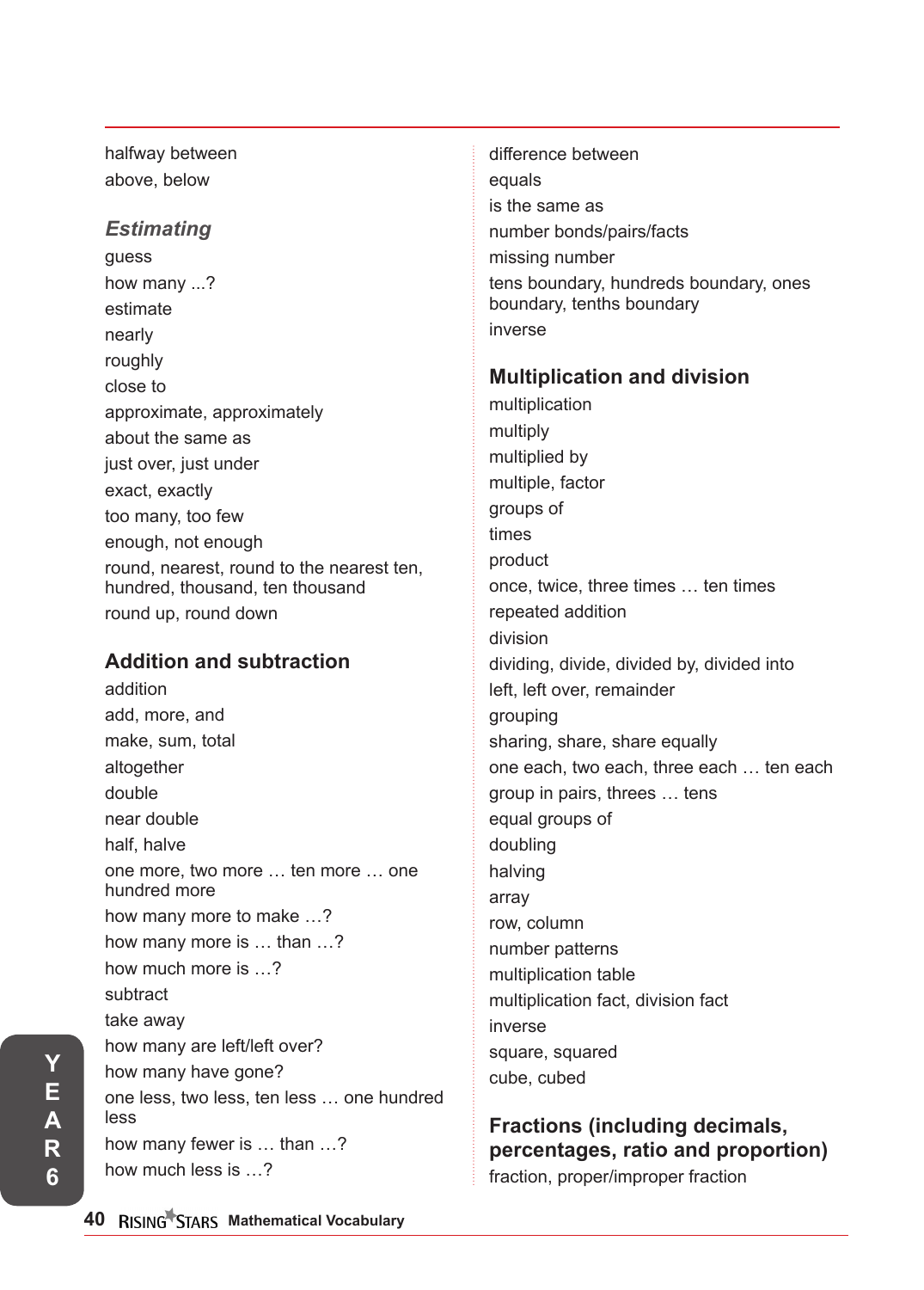halfway between
above, below

### *Estimating*

guess
how many ...?
estimate
nearly
roughly
close to
approximate, approximately
about the same as
just over, just under
exact, exactly
too many, too few
enough, not enough
round, nearest, round to the nearest ten, hundred, thousand, ten thousand
round up, round down

## Addition and subtraction

addition
add, more, and
make, sum, total
altogether
double
near double
half, halve
one more, two more … ten more … one hundred more
how many more to make …?
how many more is … than …?
how much more is …?
subtract
take away
how many are left/left over?
how many have gone?
one less, two less, ten less … one hundred less
how many fewer is … than …?
how much less is …?
difference between
equals
is the same as
number bonds/pairs/facts
missing number
tens boundary, hundreds boundary, ones boundary, tenths boundary
inverse

## Multiplication and division

multiplication
multiply
multiplied by
multiple, factor
groups of
times
product
once, twice, three times … ten times
repeated addition
division
dividing, divide, divided by, divided into
left, left over, remainder
grouping
sharing, share, share equally
one each, two each, three each … ten each
group in pairs, threes … tens
equal groups of
doubling
halving
array
row, column
number patterns
multiplication table
multiplication fact, division fact
inverse
square, squared
cube, cubed

## Fractions (including decimals, percentages, ratio and proportion)

fraction, proper/improper fraction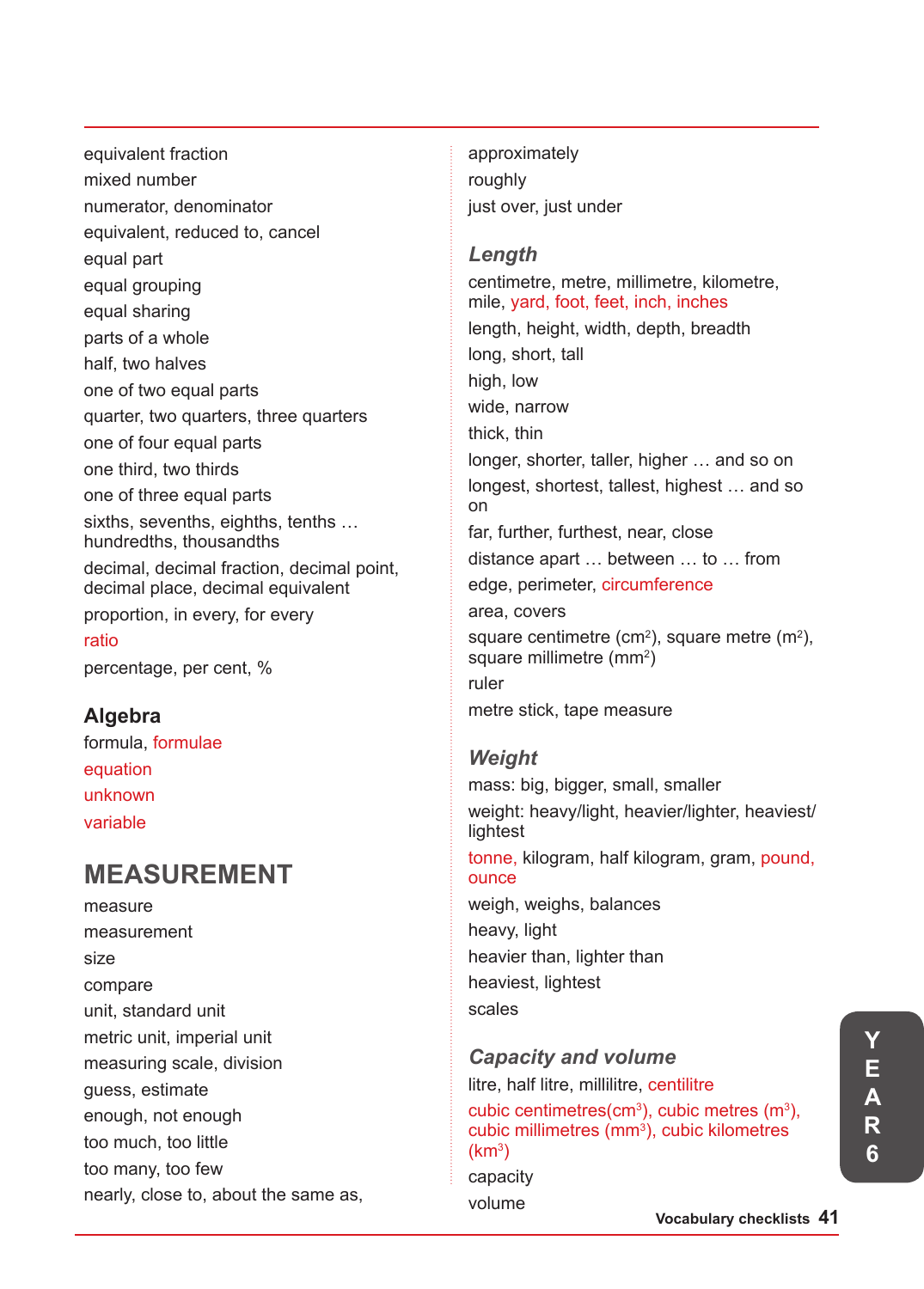equivalent fraction
mixed number
numerator, denominator
equivalent, reduced to, cancel
equal part
equal grouping
equal sharing
parts of a whole
half, two halves
one of two equal parts
quarter, two quarters, three quarters
one of four equal parts
one third, two thirds
one of three equal parts
sixths, sevenths, eighths, tenths … hundredths, thousandths
decimal, decimal fraction, decimal point, decimal place, decimal equivalent
proportion, in every, for every
ratio
percentage, per cent, %

## Algebra

formula, formulae
equation
unknown
variable

# MEASUREMENT

measure
measurement
size
compare
unit, standard unit
metric unit, imperial unit
measuring scale, division
guess, estimate
enough, not enough
too much, too little
too many, too few
nearly, close to, about the same as,
approximately
roughly
just over, just under

### *Length*

centimetre, metre, millimetre, kilometre, mile, yard, foot, feet, inch, inches
length, height, width, depth, breadth
long, short, tall
high, low
wide, narrow
thick, thin
longer, shorter, taller, higher … and so on
longest, shortest, tallest, highest … and so on
far, further, furthest, near, close
distance apart … between … to … from
edge, perimeter, circumference
area, covers
square centimetre ($cm^2$), square metre ($m^2$), square millimetre ($mm^2$)
ruler
metre stick, tape measure

### *Weight*

mass: big, bigger, small, smaller
weight: heavy/light, heavier/lighter, heaviest/lightest
tonne, kilogram, half kilogram, gram, pound, ounce
weigh, weighs, balances
heavy, light
heavier than, lighter than
heaviest, lightest
scales

### *Capacity and volume*

litre, half litre, millilitre, centilitre
cubic centimetres($cm^3$), cubic metres ($m^3$), cubic millimetres ($mm^3$), cubic kilometres ($km^3$)
capacity
volume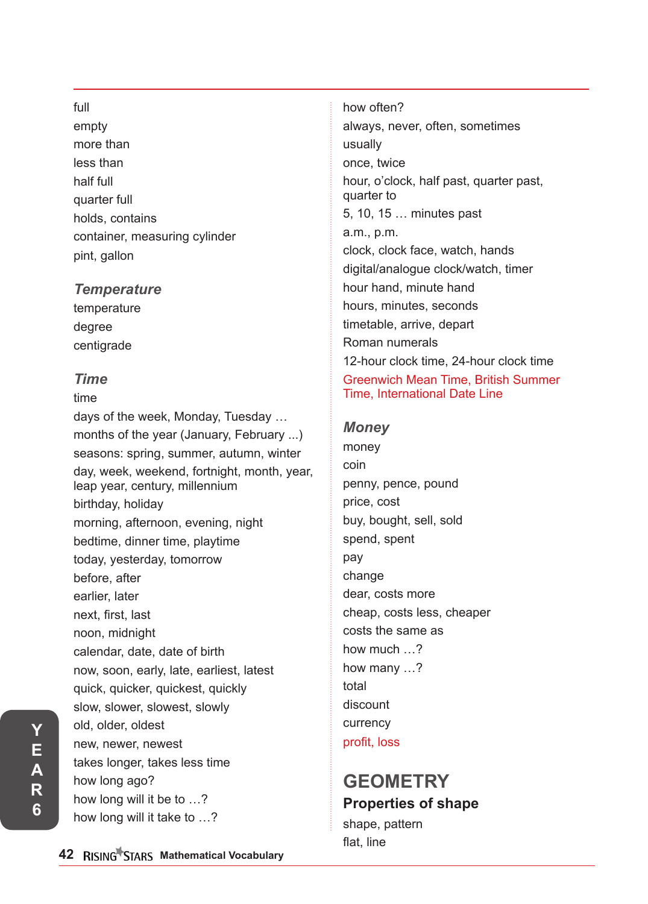full
empty
more than
less than
half full
quarter full
holds, contains
container, measuring cylinder
pint, gallon

### *Temperature*

temperature
degree
centigrade

### *Time*

time
days of the week, Monday, Tuesday …
months of the year (January, February ...)
seasons: spring, summer, autumn, winter
day, week, weekend, fortnight, month, year, leap year, century, millennium
birthday, holiday
morning, afternoon, evening, night
bedtime, dinner time, playtime
today, yesterday, tomorrow
before, after
earlier, later
next, first, last
noon, midnight
calendar, date, date of birth
now, soon, early, late, earliest, latest
quick, quicker, quickest, quickly
slow, slower, slowest, slowly
old, older, oldest
new, newer, newest
takes longer, takes less time
how long ago?
how long will it be to …?
how long will it take to …?
how often?
always, never, often, sometimes
usually
once, twice
hour, o'clock, half past, quarter past, quarter to
5, 10, 15 … minutes past
a.m., p.m.
clock, clock face, watch, hands
digital/analogue clock/watch, timer
hour hand, minute hand
hours, minutes, seconds
timetable, arrive, depart
Roman numerals
12-hour clock time, 24-hour clock time
Greenwich Mean Time, British Summer Time, International Date Line

### *Money*

money
coin
penny, pence, pound
price, cost
buy, bought, sell, sold
spend, spent
pay
change
dear, costs more
cheap, costs less, cheaper
costs the same as
how much …?
how many …?
total
discount
currency
profit, loss

## GEOMETRY

### Properties of shape

shape, pattern
flat, line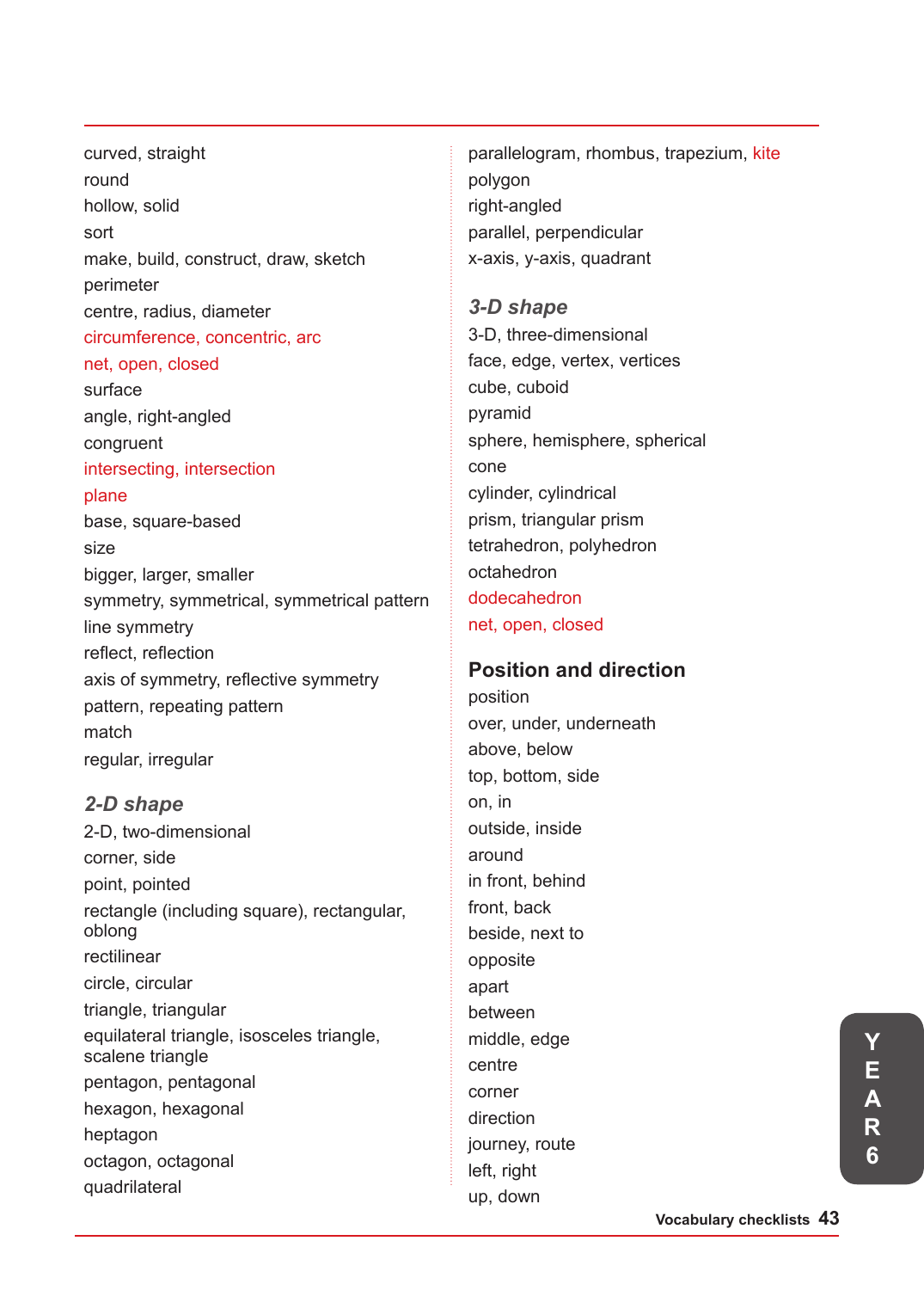curved, straight
round
hollow, solid
sort
make, build, construct, draw, sketch
perimeter
centre, radius, diameter
circumference, concentric, arc
net, open, closed
surface
angle, right-angled
congruent
intersecting, intersection
plane
base, square-based
size
bigger, larger, smaller
symmetry, symmetrical, symmetrical pattern
line symmetry
reflect, reflection
axis of symmetry, reflective symmetry
pattern, repeating pattern
match
regular, irregular

### *2-D shape*

2-D, two-dimensional
corner, side
point, pointed
rectangle (including square), rectangular, oblong
rectilinear
circle, circular
triangle, triangular
equilateral triangle, isosceles triangle, scalene triangle
pentagon, pentagonal
hexagon, hexagonal
heptagon
octagon, octagonal
quadrilateral
parallelogram, rhombus, trapezium, kite
polygon
right-angled
parallel, perpendicular
x-axis, y-axis, quadrant

### *3-D shape*

3-D, three-dimensional
face, edge, vertex, vertices
cube, cuboid
pyramid
sphere, hemisphere, spherical
cone
cylinder, cylindrical
prism, triangular prism
tetrahedron, polyhedron
octahedron
dodecahedron
net, open, closed

## Position and direction

position
over, under, underneath
above, below
top, bottom, side
on, in
outside, inside
around
in front, behind
front, back
beside, next to
opposite
apart
between
middle, edge
centre
corner
direction
journey, route
left, right
up, down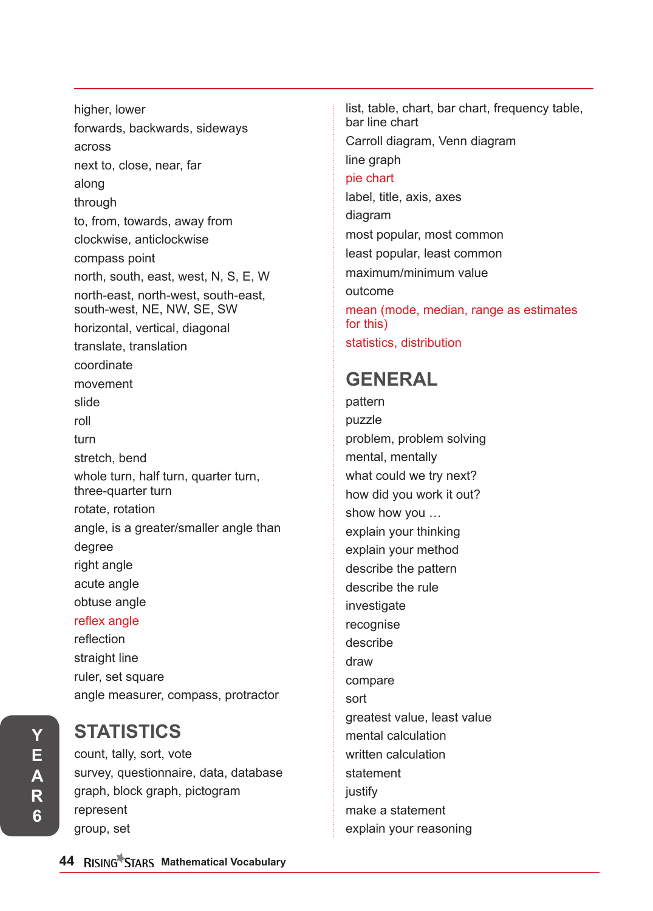higher, lower
forwards, backwards, sideways
across
next to, close, near, far
along
through
to, from, towards, away from
clockwise, anticlockwise
compass point
north, south, east, west, N, S, E, W
north-east, north-west, south-east, south-west, NE, NW, SE, SW
horizontal, vertical, diagonal
translate, translation
coordinate
movement
slide
roll
turn
stretch, bend
whole turn, half turn, quarter turn, three-quarter turn
rotate, rotation
angle, is a greater/smaller angle than
degree
right angle
acute angle
obtuse angle
reflex angle
reflection
straight line
ruler, set square
angle measurer, compass, protractor

## STATISTICS

count, tally, sort, vote
survey, questionnaire, data, database
graph, block graph, pictogram
represent
group, set
list, table, chart, bar chart, frequency table, bar line chart
Carroll diagram, Venn diagram
line graph
pie chart
label, title, axis, axes
diagram
most popular, most common
least popular, least common
maximum/minimum value
outcome
mean (mode, median, range as estimates for this)
statistics, distribution

## GENERAL

pattern
puzzle
problem, problem solving
mental, mentally
what could we try next?
how did you work it out?
show how you …
explain your thinking
explain your method
describe the pattern
describe the rule
investigate
recognise
describe
draw
compare
sort
greatest value, least value
mental calculation
written calculation
statement
justify
make a statement
explain your reasoning